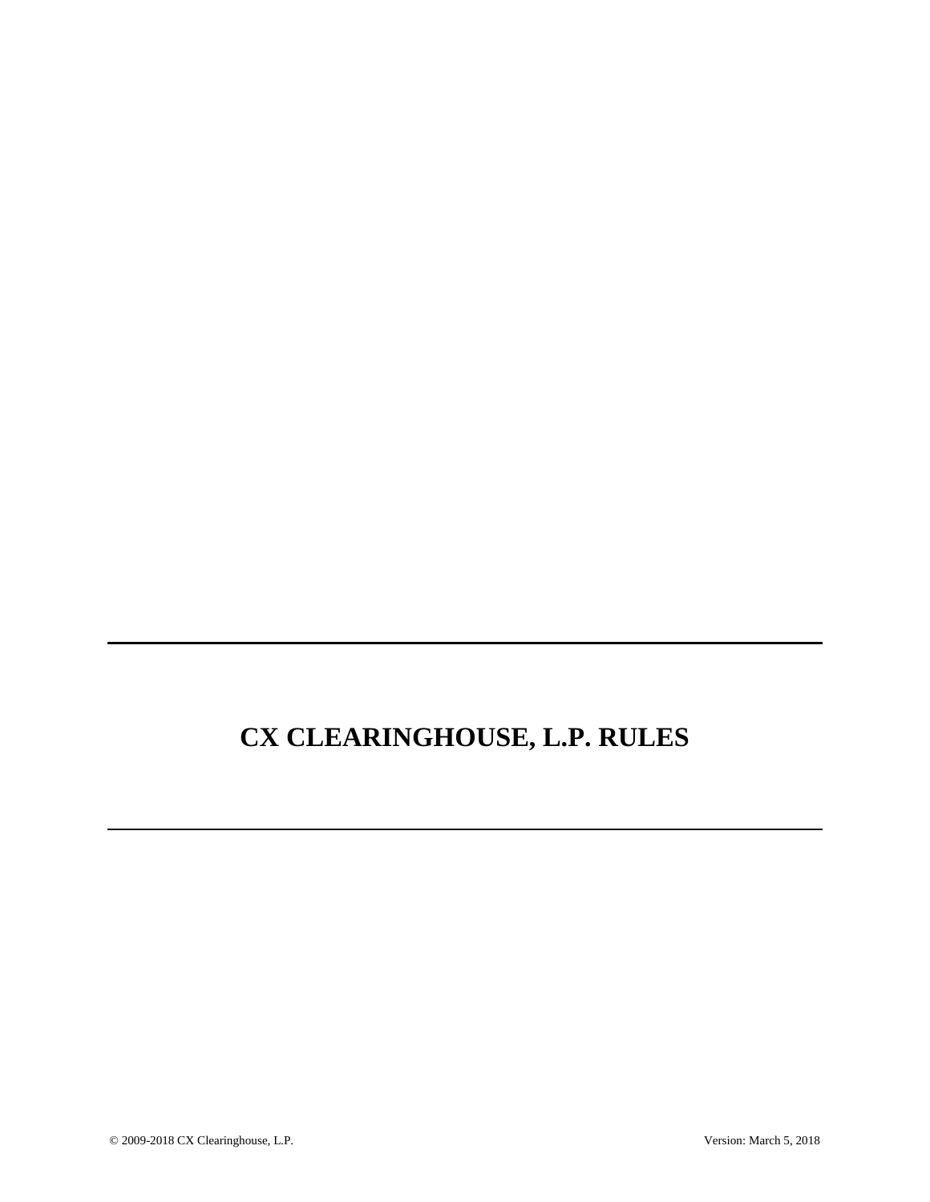# CX CLEARINGHOUSE, L.P. RULES

© 2009-2018 CX Clearinghouse, L.P.

Version: March 5, 2018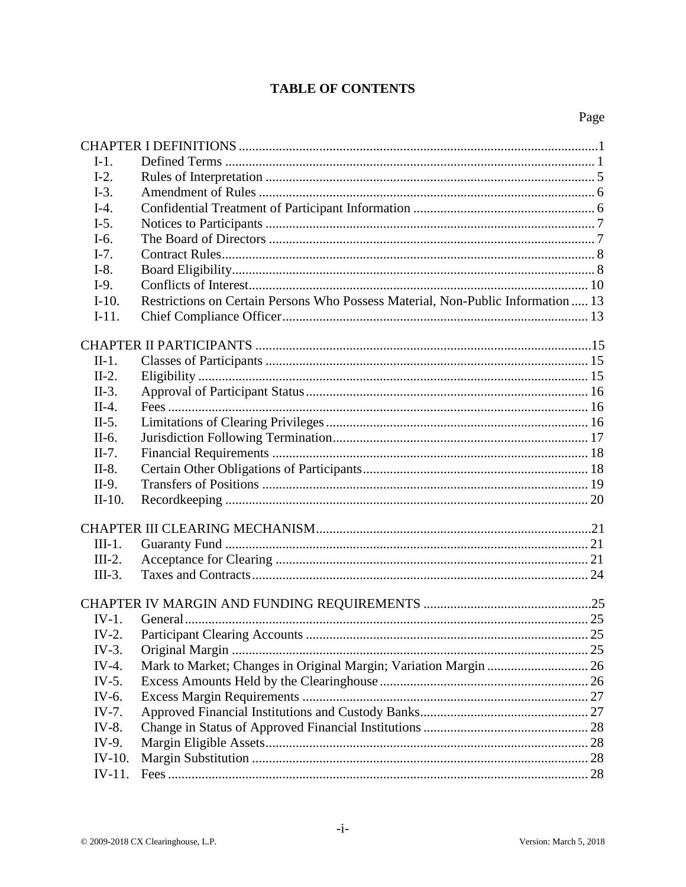# TABLE OF CONTENTS

| | | Page |
|---|---|---|
| CHAPTER I DEFINITIONS | | 1 |
| I-1. | Defined Terms | 1 |
| I-2. | Rules of Interpretation | 5 |
| I-3. | Amendment of Rules | 6 |
| I-4. | Confidential Treatment of Participant Information | 6 |
| I-5. | Notices to Participants | 7 |
| I-6. | The Board of Directors | 7 |
| I-7. | Contract Rules | 8 |
| I-8. | Board Eligibility | 8 |
| I-9. | Conflicts of Interest | 10 |
| I-10. | Restrictions on Certain Persons Who Possess Material, Non-Public Information | 13 |
| I-11. | Chief Compliance Officer | 13 |
| CHAPTER II PARTICIPANTS | | 15 |
| II-1. | Classes of Participants | 15 |
| II-2. | Eligibility | 15 |
| II-3. | Approval of Participant Status | 16 |
| II-4. | Fees | 16 |
| II-5. | Limitations of Clearing Privileges | 16 |
| II-6. | Jurisdiction Following Termination | 17 |
| II-7. | Financial Requirements | 18 |
| II-8. | Certain Other Obligations of Participants | 18 |
| II-9. | Transfers of Positions | 19 |
| II-10. | Recordkeeping | 20 |
| CHAPTER III CLEARING MECHANISM | | 21 |
| III-1. | Guaranty Fund | 21 |
| III-2. | Acceptance for Clearing | 21 |
| III-3. | Taxes and Contracts | 24 |
| CHAPTER IV MARGIN AND FUNDING REQUIREMENTS | | 25 |
| IV-1. | General | 25 |
| IV-2. | Participant Clearing Accounts | 25 |
| IV-3. | Original Margin | 25 |
| IV-4. | Mark to Market; Changes in Original Margin; Variation Margin | 26 |
| IV-5. | Excess Amounts Held by the Clearinghouse | 26 |
| IV-6. | Excess Margin Requirements | 27 |
| IV-7. | Approved Financial Institutions and Custody Banks | 27 |
| IV-8. | Change in Status of Approved Financial Institutions | 28 |
| IV-9. | Margin Eligible Assets | 28 |
| IV-10. | Margin Substitution | 28 |
| IV-11. | Fees | 28 |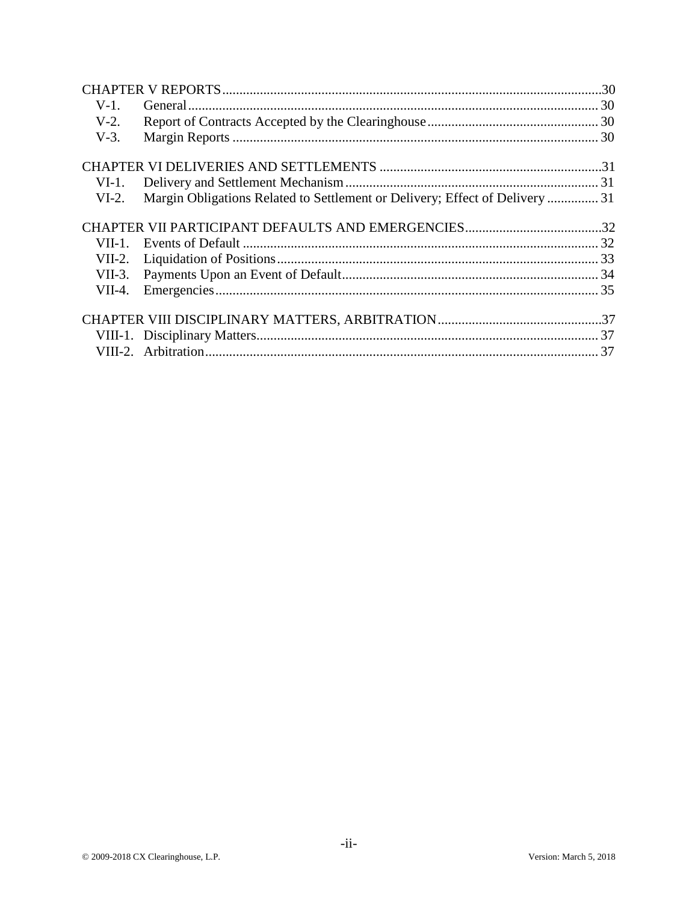CHAPTER V REPORTS .......... 30
- V-1. General .......... 30
- V-2. Report of Contracts Accepted by the Clearinghouse .......... 30
- V-3. Margin Reports .......... 30

CHAPTER VI DELIVERIES AND SETTLEMENTS .......... 31
- VI-1. Delivery and Settlement Mechanism .......... 31
- VI-2. Margin Obligations Related to Settlement or Delivery; Effect of Delivery .......... 31

CHAPTER VII PARTICIPANT DEFAULTS AND EMERGENCIES .......... 32
- VII-1. Events of Default .......... 32
- VII-2. Liquidation of Positions .......... 33
- VII-3. Payments Upon an Event of Default .......... 34
- VII-4. Emergencies .......... 35

CHAPTER VIII DISCIPLINARY MATTERS, ARBITRATION .......... 37
- VIII-1. Disciplinary Matters .......... 37
- VIII-2. Arbitration .......... 37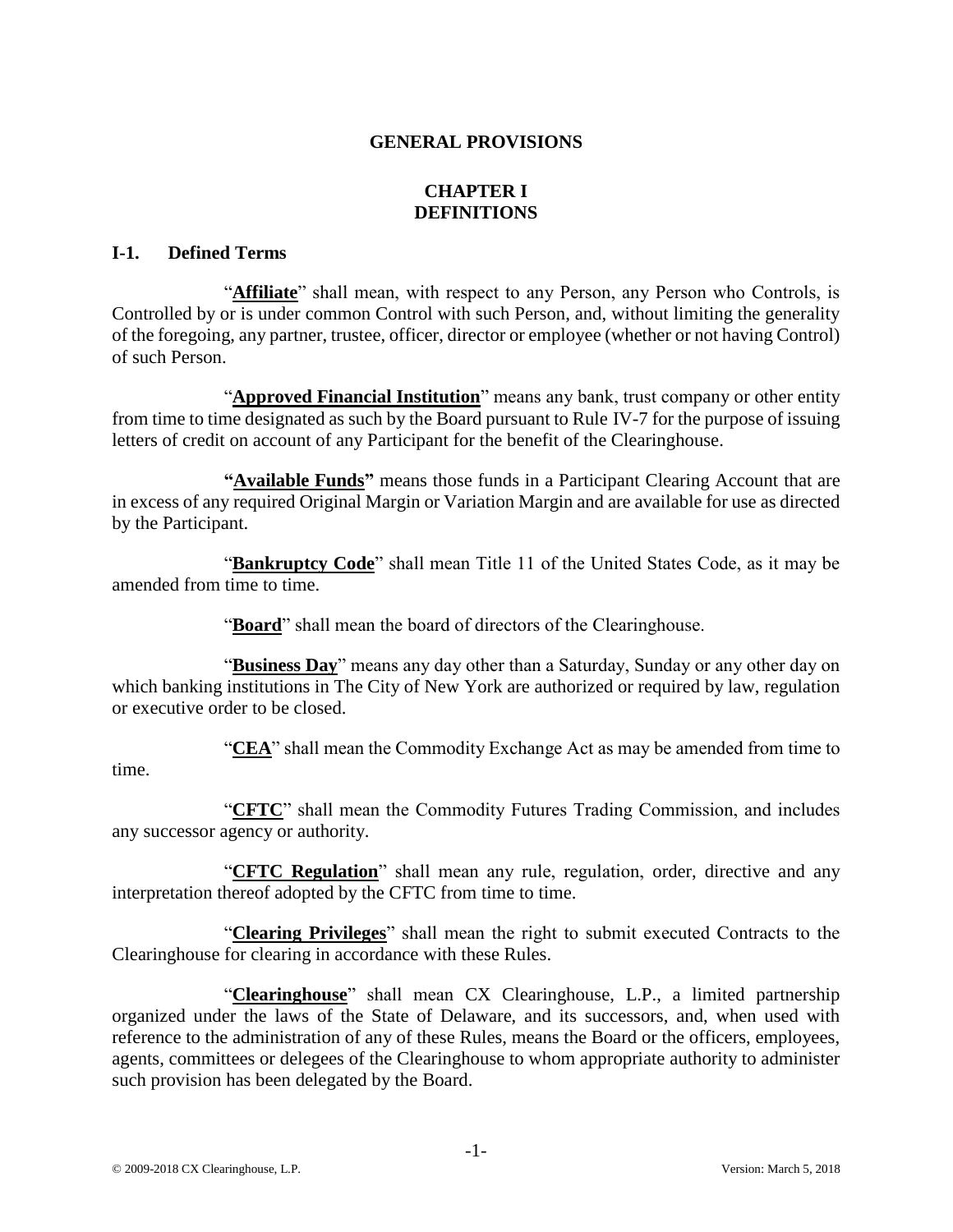# GENERAL PROVISIONS

## CHAPTER I
## DEFINITIONS

### I-1. Defined Terms

"**Affiliate**" shall mean, with respect to any Person, any Person who Controls, is Controlled by or is under common Control with such Person, and, without limiting the generality of the foregoing, any partner, trustee, officer, director or employee (whether or not having Control) of such Person.

"**Approved Financial Institution**" means any bank, trust company or other entity from time to time designated as such by the Board pursuant to Rule IV-7 for the purpose of issuing letters of credit on account of any Participant for the benefit of the Clearinghouse.

**"Available Funds"** means those funds in a Participant Clearing Account that are in excess of any required Original Margin or Variation Margin and are available for use as directed by the Participant.

"**Bankruptcy Code**" shall mean Title 11 of the United States Code, as it may be amended from time to time.

"**Board**" shall mean the board of directors of the Clearinghouse.

"**Business Day**" means any day other than a Saturday, Sunday or any other day on which banking institutions in The City of New York are authorized or required by law, regulation or executive order to be closed.

"**CEA**" shall mean the Commodity Exchange Act as may be amended from time to time.

"**CFTC**" shall mean the Commodity Futures Trading Commission, and includes any successor agency or authority.

"**CFTC Regulation**" shall mean any rule, regulation, order, directive and any interpretation thereof adopted by the CFTC from time to time.

"**Clearing Privileges**" shall mean the right to submit executed Contracts to the Clearinghouse for clearing in accordance with these Rules.

"**Clearinghouse**" shall mean CX Clearinghouse, L.P., a limited partnership organized under the laws of the State of Delaware, and its successors, and, when used with reference to the administration of any of these Rules, means the Board or the officers, employees, agents, committees or delegees of the Clearinghouse to whom appropriate authority to administer such provision has been delegated by the Board.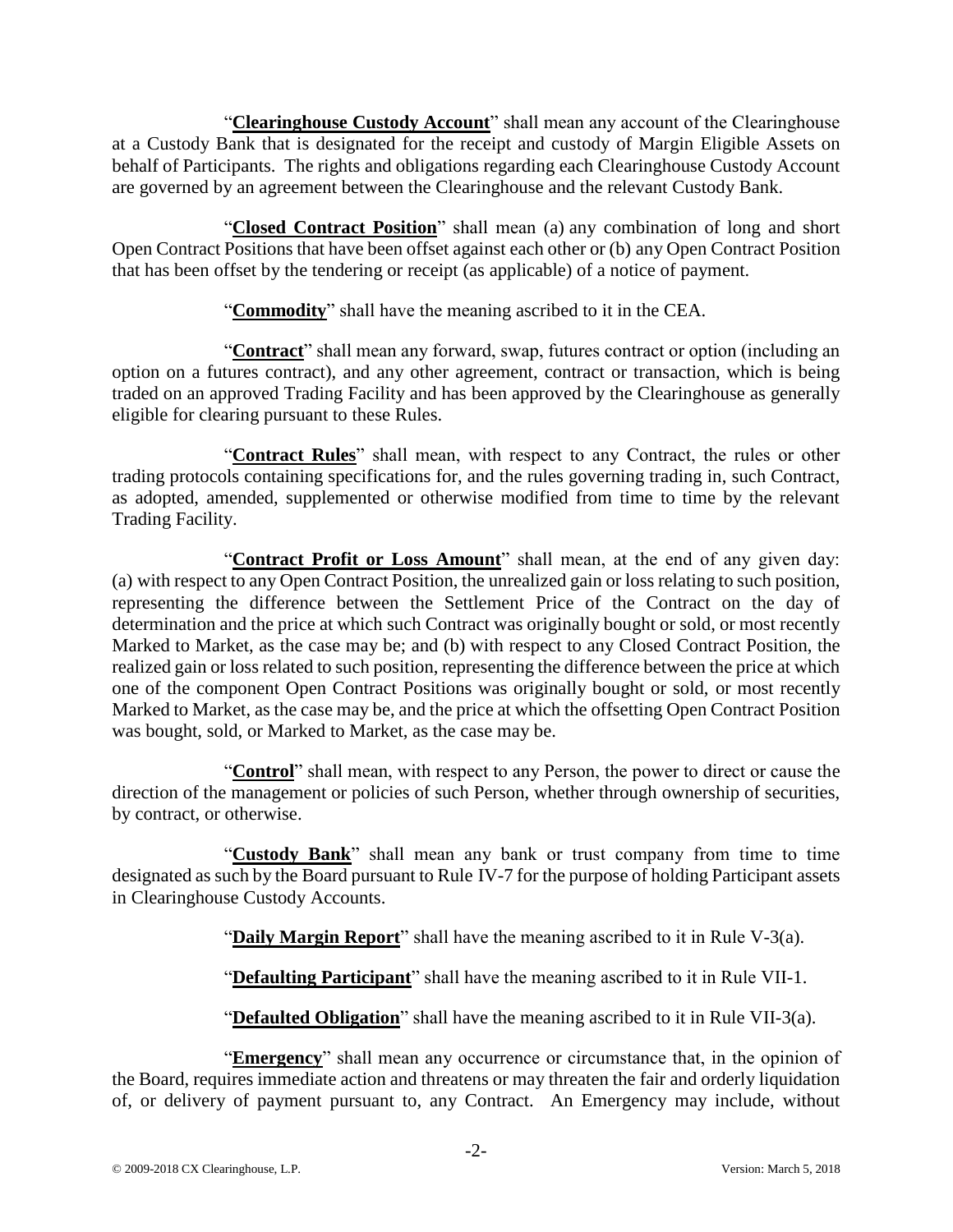"**Clearinghouse Custody Account**" shall mean any account of the Clearinghouse at a Custody Bank that is designated for the receipt and custody of Margin Eligible Assets on behalf of Participants. The rights and obligations regarding each Clearinghouse Custody Account are governed by an agreement between the Clearinghouse and the relevant Custody Bank.

"**Closed Contract Position**" shall mean (a) any combination of long and short Open Contract Positions that have been offset against each other or (b) any Open Contract Position that has been offset by the tendering or receipt (as applicable) of a notice of payment.

"**Commodity**" shall have the meaning ascribed to it in the CEA.

"**Contract**" shall mean any forward, swap, futures contract or option (including an option on a futures contract), and any other agreement, contract or transaction, which is being traded on an approved Trading Facility and has been approved by the Clearinghouse as generally eligible for clearing pursuant to these Rules.

"**Contract Rules**" shall mean, with respect to any Contract, the rules or other trading protocols containing specifications for, and the rules governing trading in, such Contract, as adopted, amended, supplemented or otherwise modified from time to time by the relevant Trading Facility.

"**Contract Profit or Loss Amount**" shall mean, at the end of any given day: (a) with respect to any Open Contract Position, the unrealized gain or loss relating to such position, representing the difference between the Settlement Price of the Contract on the day of determination and the price at which such Contract was originally bought or sold, or most recently Marked to Market, as the case may be; and (b) with respect to any Closed Contract Position, the realized gain or loss related to such position, representing the difference between the price at which one of the component Open Contract Positions was originally bought or sold, or most recently Marked to Market, as the case may be, and the price at which the offsetting Open Contract Position was bought, sold, or Marked to Market, as the case may be.

"**Control**" shall mean, with respect to any Person, the power to direct or cause the direction of the management or policies of such Person, whether through ownership of securities, by contract, or otherwise.

"**Custody Bank**" shall mean any bank or trust company from time to time designated as such by the Board pursuant to Rule IV-7 for the purpose of holding Participant assets in Clearinghouse Custody Accounts.

"**Daily Margin Report**" shall have the meaning ascribed to it in Rule V-3(a).

"**Defaulting Participant**" shall have the meaning ascribed to it in Rule VII-1.

"**Defaulted Obligation**" shall have the meaning ascribed to it in Rule VII-3(a).

"**Emergency**" shall mean any occurrence or circumstance that, in the opinion of the Board, requires immediate action and threatens or may threaten the fair and orderly liquidation of, or delivery of payment pursuant to, any Contract. An Emergency may include, without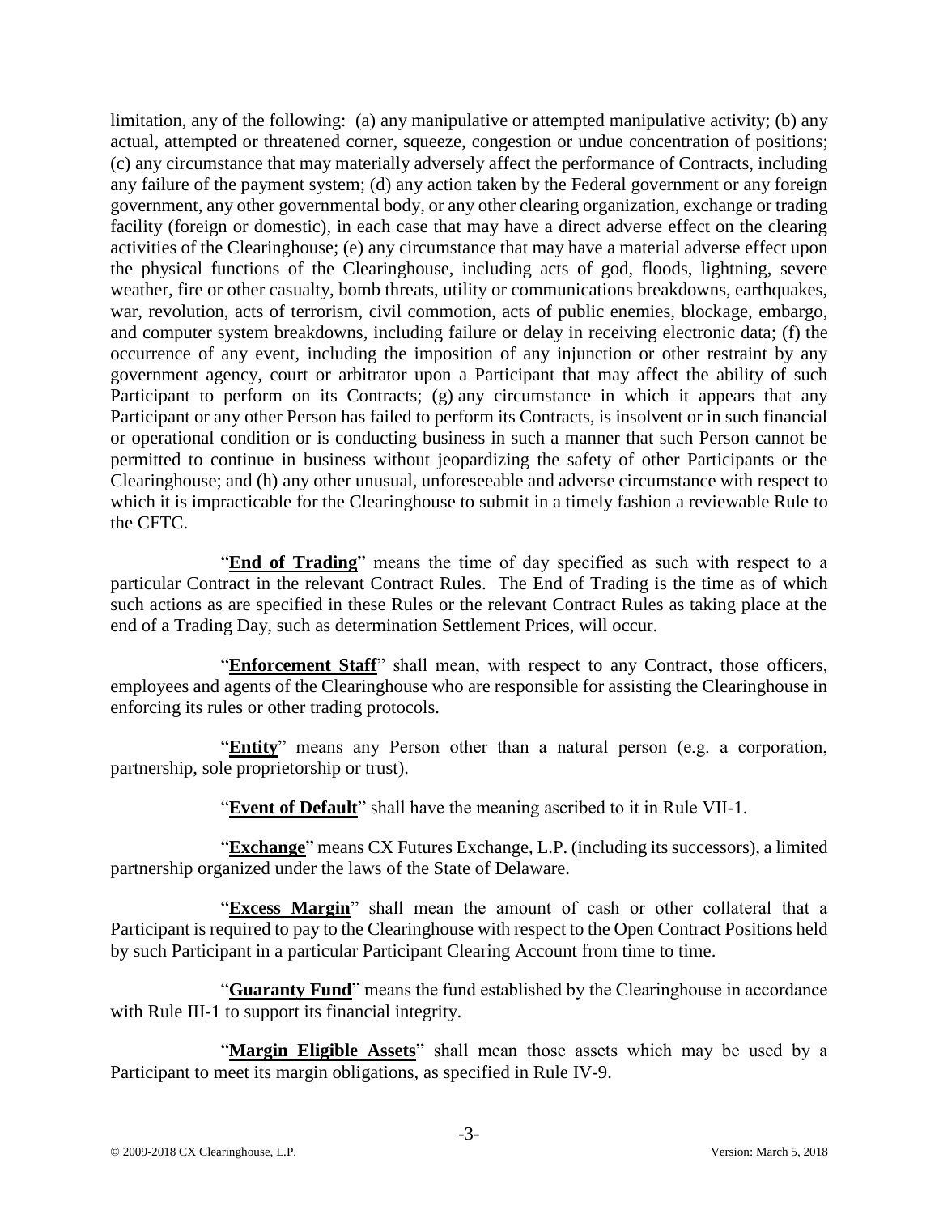limitation, any of the following: (a) any manipulative or attempted manipulative activity; (b) any actual, attempted or threatened corner, squeeze, congestion or undue concentration of positions; (c) any circumstance that may materially adversely affect the performance of Contracts, including any failure of the payment system; (d) any action taken by the Federal government or any foreign government, any other governmental body, or any other clearing organization, exchange or trading facility (foreign or domestic), in each case that may have a direct adverse effect on the clearing activities of the Clearinghouse; (e) any circumstance that may have a material adverse effect upon the physical functions of the Clearinghouse, including acts of god, floods, lightning, severe weather, fire or other casualty, bomb threats, utility or communications breakdowns, earthquakes, war, revolution, acts of terrorism, civil commotion, acts of public enemies, blockage, embargo, and computer system breakdowns, including failure or delay in receiving electronic data; (f) the occurrence of any event, including the imposition of any injunction or other restraint by any government agency, court or arbitrator upon a Participant that may affect the ability of such Participant to perform on its Contracts; (g) any circumstance in which it appears that any Participant or any other Person has failed to perform its Contracts, is insolvent or in such financial or operational condition or is conducting business in such a manner that such Person cannot be permitted to continue in business without jeopardizing the safety of other Participants or the Clearinghouse; and (h) any other unusual, unforeseeable and adverse circumstance with respect to which it is impracticable for the Clearinghouse to submit in a timely fashion a reviewable Rule to the CFTC.

"**End of Trading**" means the time of day specified as such with respect to a particular Contract in the relevant Contract Rules. The End of Trading is the time as of which such actions as are specified in these Rules or the relevant Contract Rules as taking place at the end of a Trading Day, such as determination Settlement Prices, will occur.

"**Enforcement Staff**" shall mean, with respect to any Contract, those officers, employees and agents of the Clearinghouse who are responsible for assisting the Clearinghouse in enforcing its rules or other trading protocols.

"**Entity**" means any Person other than a natural person (e.g. a corporation, partnership, sole proprietorship or trust).

"**Event of Default**" shall have the meaning ascribed to it in Rule VII-1.

"**Exchange**" means CX Futures Exchange, L.P. (including its successors), a limited partnership organized under the laws of the State of Delaware.

"**Excess Margin**" shall mean the amount of cash or other collateral that a Participant is required to pay to the Clearinghouse with respect to the Open Contract Positions held by such Participant in a particular Participant Clearing Account from time to time.

"**Guaranty Fund**" means the fund established by the Clearinghouse in accordance with Rule III-1 to support its financial integrity.

"**Margin Eligible Assets**" shall mean those assets which may be used by a Participant to meet its margin obligations, as specified in Rule IV-9.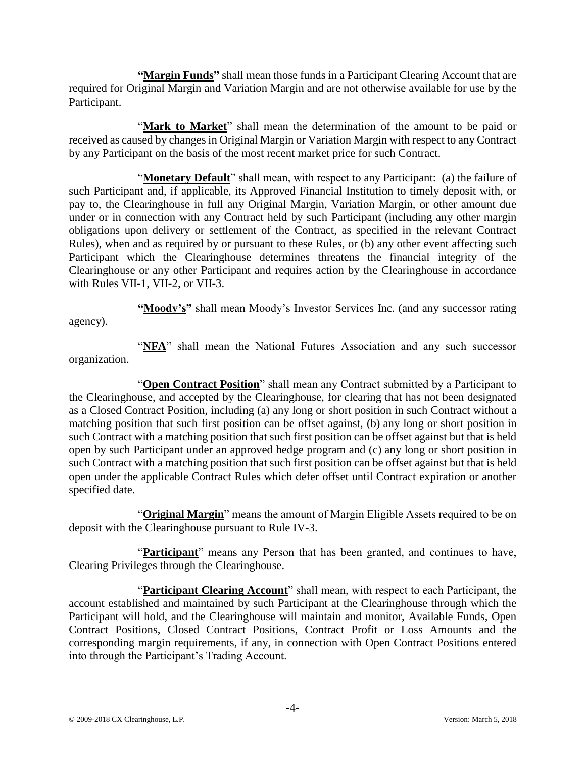**"Margin Funds"** shall mean those funds in a Participant Clearing Account that are required for Original Margin and Variation Margin and are not otherwise available for use by the Participant.

"**Mark to Market**" shall mean the determination of the amount to be paid or received as caused by changes in Original Margin or Variation Margin with respect to any Contract by any Participant on the basis of the most recent market price for such Contract.

"**Monetary Default**" shall mean, with respect to any Participant: (a) the failure of such Participant and, if applicable, its Approved Financial Institution to timely deposit with, or pay to, the Clearinghouse in full any Original Margin, Variation Margin, or other amount due under or in connection with any Contract held by such Participant (including any other margin obligations upon delivery or settlement of the Contract, as specified in the relevant Contract Rules), when and as required by or pursuant to these Rules, or (b) any other event affecting such Participant which the Clearinghouse determines threatens the financial integrity of the Clearinghouse or any other Participant and requires action by the Clearinghouse in accordance with Rules VII-1, VII-2, or VII-3.

**"Moody's"** shall mean Moody's Investor Services Inc. (and any successor rating agency).

"**NFA**" shall mean the National Futures Association and any such successor organization.

"**Open Contract Position**" shall mean any Contract submitted by a Participant to the Clearinghouse, and accepted by the Clearinghouse, for clearing that has not been designated as a Closed Contract Position, including (a) any long or short position in such Contract without a matching position that such first position can be offset against, (b) any long or short position in such Contract with a matching position that such first position can be offset against but that is held open by such Participant under an approved hedge program and (c) any long or short position in such Contract with a matching position that such first position can be offset against but that is held open under the applicable Contract Rules which defer offset until Contract expiration or another specified date.

"**Original Margin**" means the amount of Margin Eligible Assets required to be on deposit with the Clearinghouse pursuant to Rule IV-3.

"**Participant**" means any Person that has been granted, and continues to have, Clearing Privileges through the Clearinghouse.

"**Participant Clearing Account**" shall mean, with respect to each Participant, the account established and maintained by such Participant at the Clearinghouse through which the Participant will hold, and the Clearinghouse will maintain and monitor, Available Funds, Open Contract Positions, Closed Contract Positions, Contract Profit or Loss Amounts and the corresponding margin requirements, if any, in connection with Open Contract Positions entered into through the Participant's Trading Account.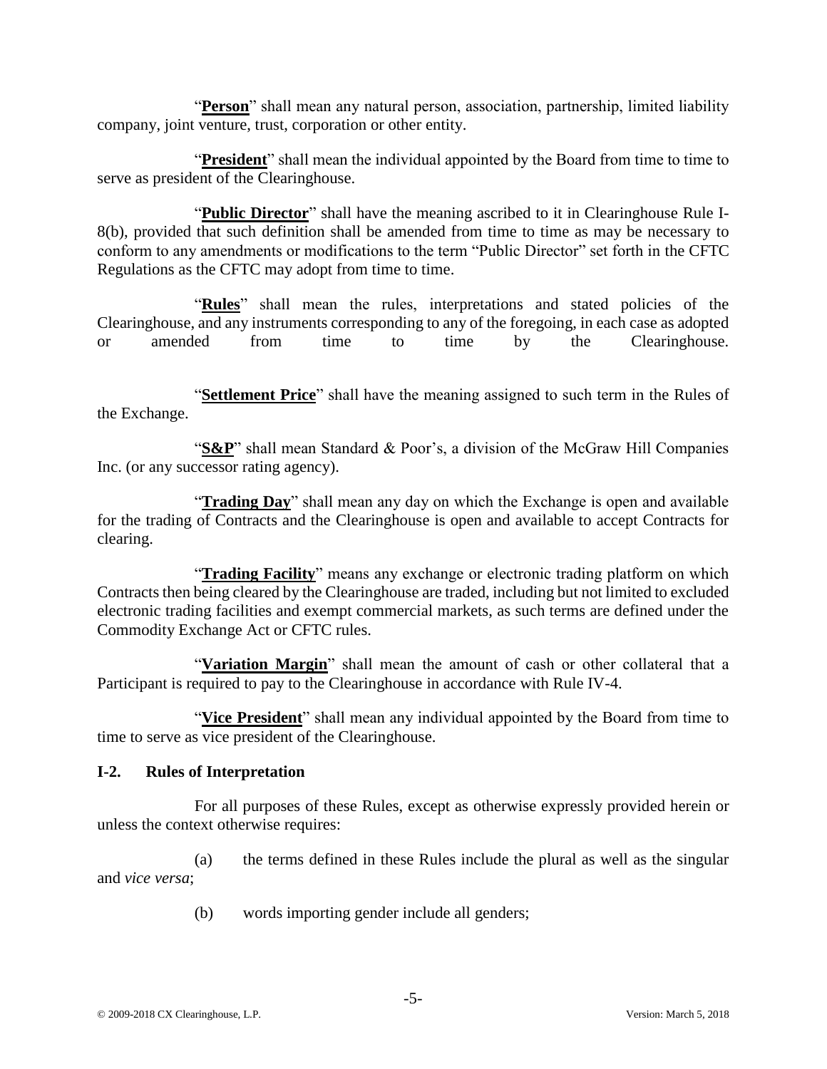"**Person**" shall mean any natural person, association, partnership, limited liability company, joint venture, trust, corporation or other entity.

"**President**" shall mean the individual appointed by the Board from time to time to serve as president of the Clearinghouse.

"**Public Director**" shall have the meaning ascribed to it in Clearinghouse Rule I-8(b), provided that such definition shall be amended from time to time as may be necessary to conform to any amendments or modifications to the term "Public Director" set forth in the CFTC Regulations as the CFTC may adopt from time to time.

"**Rules**" shall mean the rules, interpretations and stated policies of the Clearinghouse, and any instruments corresponding to any of the foregoing, in each case as adopted or amended from time to time by the Clearinghouse.

"**Settlement Price**" shall have the meaning assigned to such term in the Rules of the Exchange.

"**S&P**" shall mean Standard & Poor's, a division of the McGraw Hill Companies Inc. (or any successor rating agency).

"**Trading Day**" shall mean any day on which the Exchange is open and available for the trading of Contracts and the Clearinghouse is open and available to accept Contracts for clearing.

"**Trading Facility**" means any exchange or electronic trading platform on which Contracts then being cleared by the Clearinghouse are traded, including but not limited to excluded electronic trading facilities and exempt commercial markets, as such terms are defined under the Commodity Exchange Act or CFTC rules.

"**Variation Margin**" shall mean the amount of cash or other collateral that a Participant is required to pay to the Clearinghouse in accordance with Rule IV-4.

"**Vice President**" shall mean any individual appointed by the Board from time to time to serve as vice president of the Clearinghouse.

## I-2. Rules of Interpretation

For all purposes of these Rules, except as otherwise expressly provided herein or unless the context otherwise requires:

(a) the terms defined in these Rules include the plural as well as the singular and *vice versa*;

(b) words importing gender include all genders;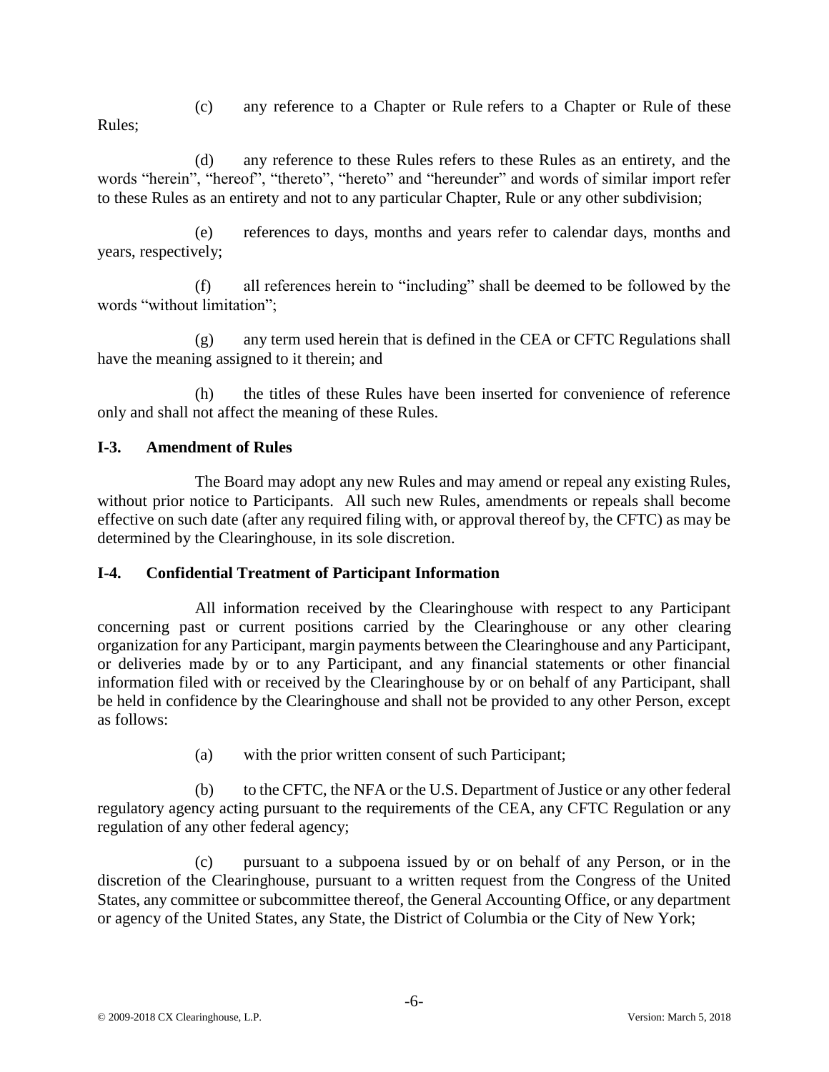(c) any reference to a Chapter or Rule refers to a Chapter or Rule of these Rules;

(d) any reference to these Rules refers to these Rules as an entirety, and the words "herein", "hereof", "thereto", "hereto" and "hereunder" and words of similar import refer to these Rules as an entirety and not to any particular Chapter, Rule or any other subdivision;

(e) references to days, months and years refer to calendar days, months and years, respectively;

(f) all references herein to "including" shall be deemed to be followed by the words "without limitation";

(g) any term used herein that is defined in the CEA or CFTC Regulations shall have the meaning assigned to it therein; and

(h) the titles of these Rules have been inserted for convenience of reference only and shall not affect the meaning of these Rules.

### I-3. Amendment of Rules

The Board may adopt any new Rules and may amend or repeal any existing Rules, without prior notice to Participants. All such new Rules, amendments or repeals shall become effective on such date (after any required filing with, or approval thereof by, the CFTC) as may be determined by the Clearinghouse, in its sole discretion.

### I-4. Confidential Treatment of Participant Information

All information received by the Clearinghouse with respect to any Participant concerning past or current positions carried by the Clearinghouse or any other clearing organization for any Participant, margin payments between the Clearinghouse and any Participant, or deliveries made by or to any Participant, and any financial statements or other financial information filed with or received by the Clearinghouse by or on behalf of any Participant, shall be held in confidence by the Clearinghouse and shall not be provided to any other Person, except as follows:

(a) with the prior written consent of such Participant;

(b) to the CFTC, the NFA or the U.S. Department of Justice or any other federal regulatory agency acting pursuant to the requirements of the CEA, any CFTC Regulation or any regulation of any other federal agency;

(c) pursuant to a subpoena issued by or on behalf of any Person, or in the discretion of the Clearinghouse, pursuant to a written request from the Congress of the United States, any committee or subcommittee thereof, the General Accounting Office, or any department or agency of the United States, any State, the District of Columbia or the City of New York;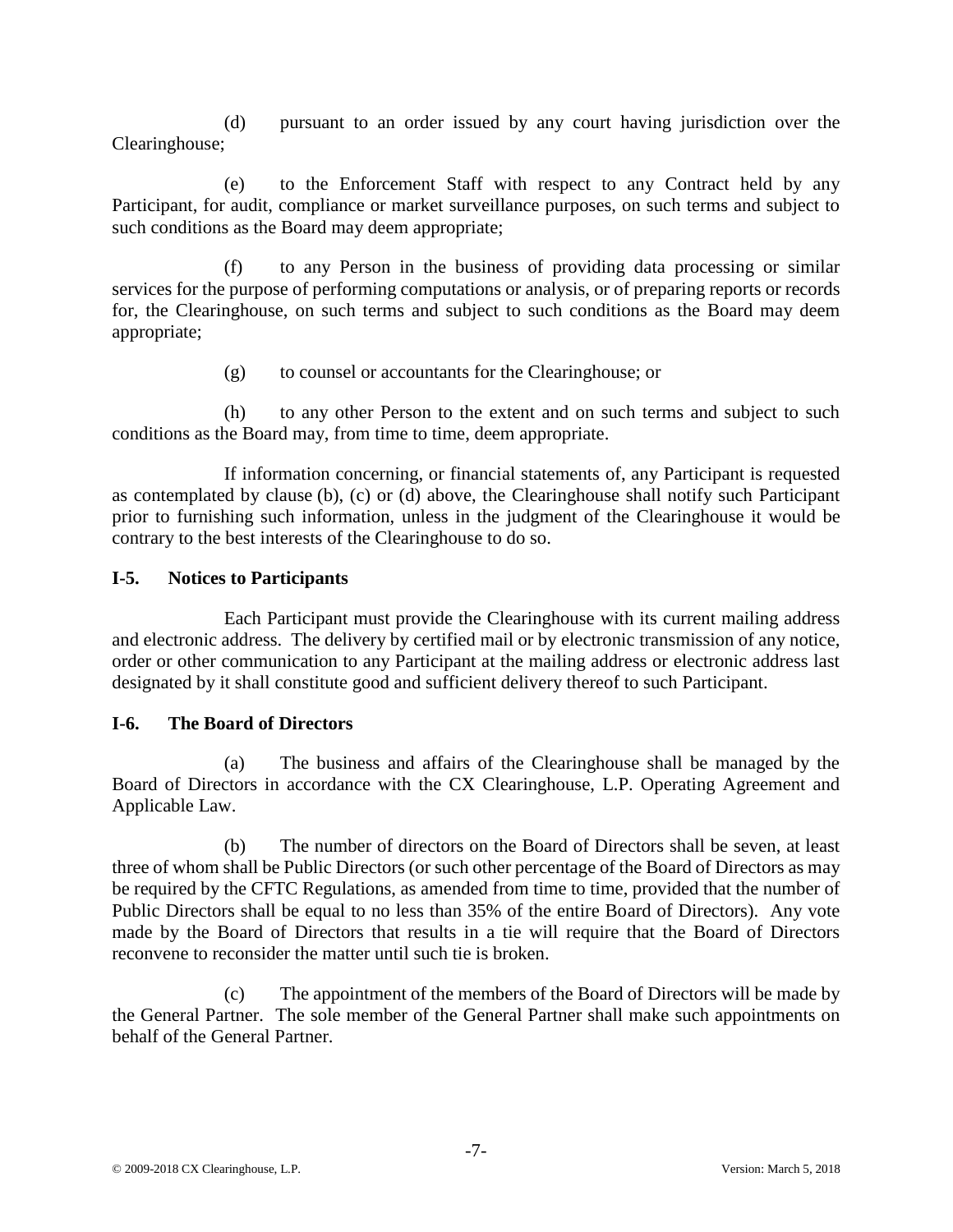(d) pursuant to an order issued by any court having jurisdiction over the Clearinghouse;

(e) to the Enforcement Staff with respect to any Contract held by any Participant, for audit, compliance or market surveillance purposes, on such terms and subject to such conditions as the Board may deem appropriate;

(f) to any Person in the business of providing data processing or similar services for the purpose of performing computations or analysis, or of preparing reports or records for, the Clearinghouse, on such terms and subject to such conditions as the Board may deem appropriate;

(g) to counsel or accountants for the Clearinghouse; or

(h) to any other Person to the extent and on such terms and subject to such conditions as the Board may, from time to time, deem appropriate.

If information concerning, or financial statements of, any Participant is requested as contemplated by clause (b), (c) or (d) above, the Clearinghouse shall notify such Participant prior to furnishing such information, unless in the judgment of the Clearinghouse it would be contrary to the best interests of the Clearinghouse to do so.

### I-5. Notices to Participants

Each Participant must provide the Clearinghouse with its current mailing address and electronic address. The delivery by certified mail or by electronic transmission of any notice, order or other communication to any Participant at the mailing address or electronic address last designated by it shall constitute good and sufficient delivery thereof to such Participant.

### I-6. The Board of Directors

(a) The business and affairs of the Clearinghouse shall be managed by the Board of Directors in accordance with the CX Clearinghouse, L.P. Operating Agreement and Applicable Law.

(b) The number of directors on the Board of Directors shall be seven, at least three of whom shall be Public Directors (or such other percentage of the Board of Directors as may be required by the CFTC Regulations, as amended from time to time, provided that the number of Public Directors shall be equal to no less than 35% of the entire Board of Directors). Any vote made by the Board of Directors that results in a tie will require that the Board of Directors reconvene to reconsider the matter until such tie is broken.

(c) The appointment of the members of the Board of Directors will be made by the General Partner. The sole member of the General Partner shall make such appointments on behalf of the General Partner.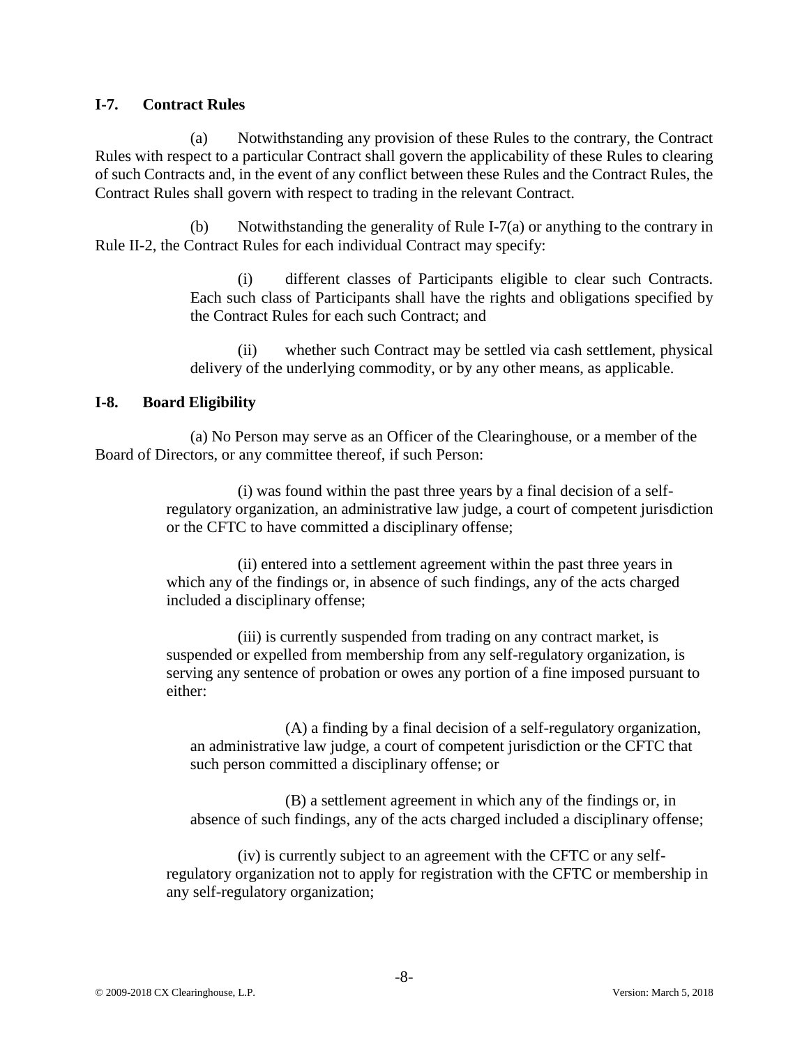## I-7. Contract Rules

(a) Notwithstanding any provision of these Rules to the contrary, the Contract Rules with respect to a particular Contract shall govern the applicability of these Rules to clearing of such Contracts and, in the event of any conflict between these Rules and the Contract Rules, the Contract Rules shall govern with respect to trading in the relevant Contract.

(b) Notwithstanding the generality of Rule I-7(a) or anything to the contrary in Rule II-2, the Contract Rules for each individual Contract may specify:

> (i) different classes of Participants eligible to clear such Contracts. Each such class of Participants shall have the rights and obligations specified by the Contract Rules for each such Contract; and
>
> (ii) whether such Contract may be settled via cash settlement, physical delivery of the underlying commodity, or by any other means, as applicable.

## I-8. Board Eligibility

(a) No Person may serve as an Officer of the Clearinghouse, or a member of the Board of Directors, or any committee thereof, if such Person:

> (i) was found within the past three years by a final decision of a self-regulatory organization, an administrative law judge, a court of competent jurisdiction or the CFTC to have committed a disciplinary offense;
>
> (ii) entered into a settlement agreement within the past three years in which any of the findings or, in absence of such findings, any of the acts charged included a disciplinary offense;
>
> (iii) is currently suspended from trading on any contract market, is suspended or expelled from membership from any self-regulatory organization, is serving any sentence of probation or owes any portion of a fine imposed pursuant to either:
>
> > (A) a finding by a final decision of a self-regulatory organization, an administrative law judge, a court of competent jurisdiction or the CFTC that such person committed a disciplinary offense; or
> >
> > (B) a settlement agreement in which any of the findings or, in absence of such findings, any of the acts charged included a disciplinary offense;
>
> (iv) is currently subject to an agreement with the CFTC or any self-regulatory organization not to apply for registration with the CFTC or membership in any self-regulatory organization;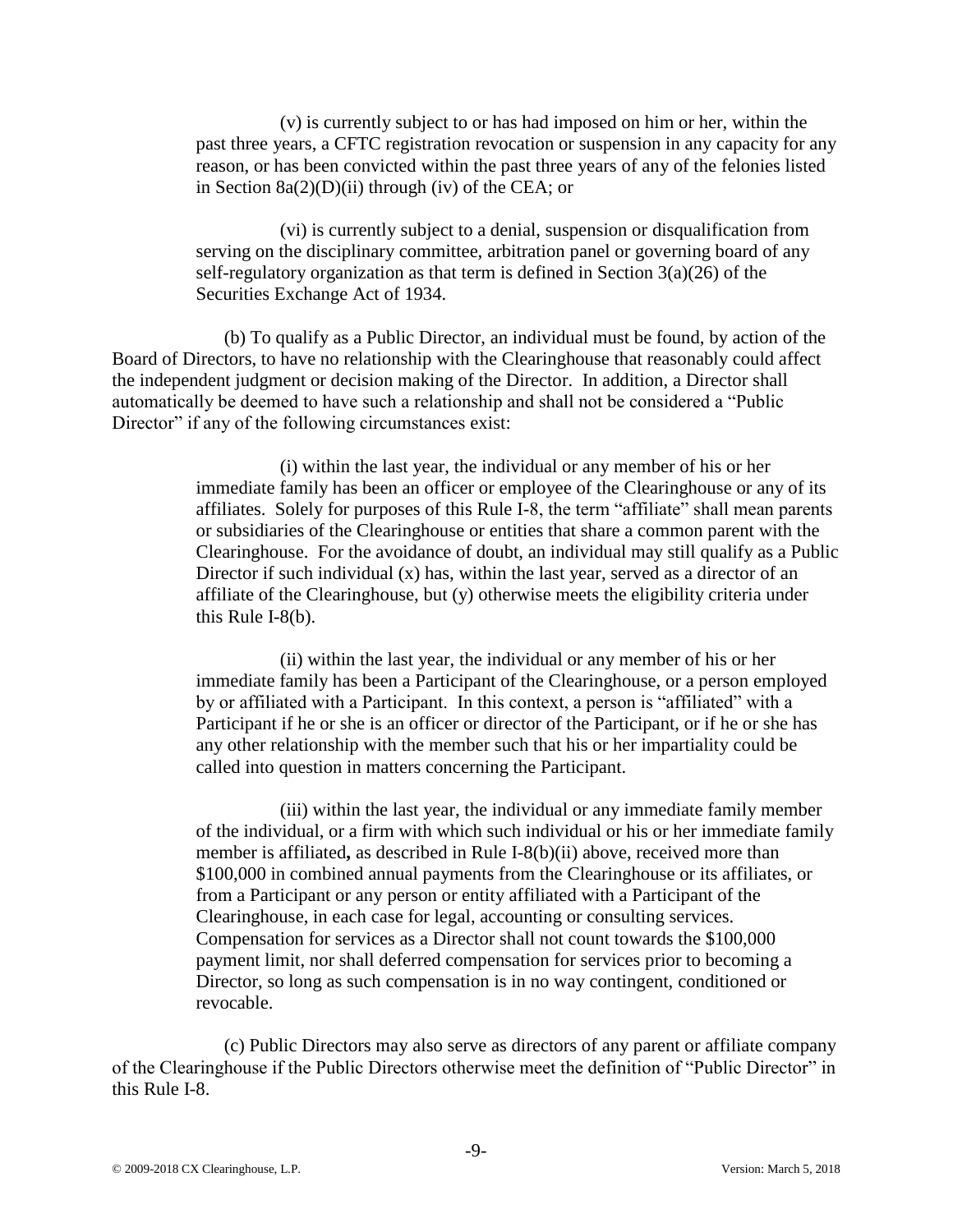(v) is currently subject to or has had imposed on him or her, within the past three years, a CFTC registration revocation or suspension in any capacity for any reason, or has been convicted within the past three years of any of the felonies listed in Section 8a(2)(D)(ii) through (iv) of the CEA; or

(vi) is currently subject to a denial, suspension or disqualification from serving on the disciplinary committee, arbitration panel or governing board of any self-regulatory organization as that term is defined in Section 3(a)(26) of the Securities Exchange Act of 1934.

(b) To qualify as a Public Director, an individual must be found, by action of the Board of Directors, to have no relationship with the Clearinghouse that reasonably could affect the independent judgment or decision making of the Director. In addition, a Director shall automatically be deemed to have such a relationship and shall not be considered a "Public Director" if any of the following circumstances exist:

(i) within the last year, the individual or any member of his or her immediate family has been an officer or employee of the Clearinghouse or any of its affiliates. Solely for purposes of this Rule I-8, the term "affiliate" shall mean parents or subsidiaries of the Clearinghouse or entities that share a common parent with the Clearinghouse. For the avoidance of doubt, an individual may still qualify as a Public Director if such individual (x) has, within the last year, served as a director of an affiliate of the Clearinghouse, but (y) otherwise meets the eligibility criteria under this Rule I-8(b).

(ii) within the last year, the individual or any member of his or her immediate family has been a Participant of the Clearinghouse, or a person employed by or affiliated with a Participant. In this context, a person is "affiliated" with a Participant if he or she is an officer or director of the Participant, or if he or she has any other relationship with the member such that his or her impartiality could be called into question in matters concerning the Participant.

(iii) within the last year, the individual or any immediate family member of the individual, or a firm with which such individual or his or her immediate family member is affiliated**,** as described in Rule I-8(b)(ii) above, received more than $100,000 in combined annual payments from the Clearinghouse or its affiliates, or from a Participant or any person or entity affiliated with a Participant of the Clearinghouse, in each case for legal, accounting or consulting services. Compensation for services as a Director shall not count towards the $100,000 payment limit, nor shall deferred compensation for services prior to becoming a Director, so long as such compensation is in no way contingent, conditioned or revocable.

(c) Public Directors may also serve as directors of any parent or affiliate company of the Clearinghouse if the Public Directors otherwise meet the definition of "Public Director" in this Rule I-8.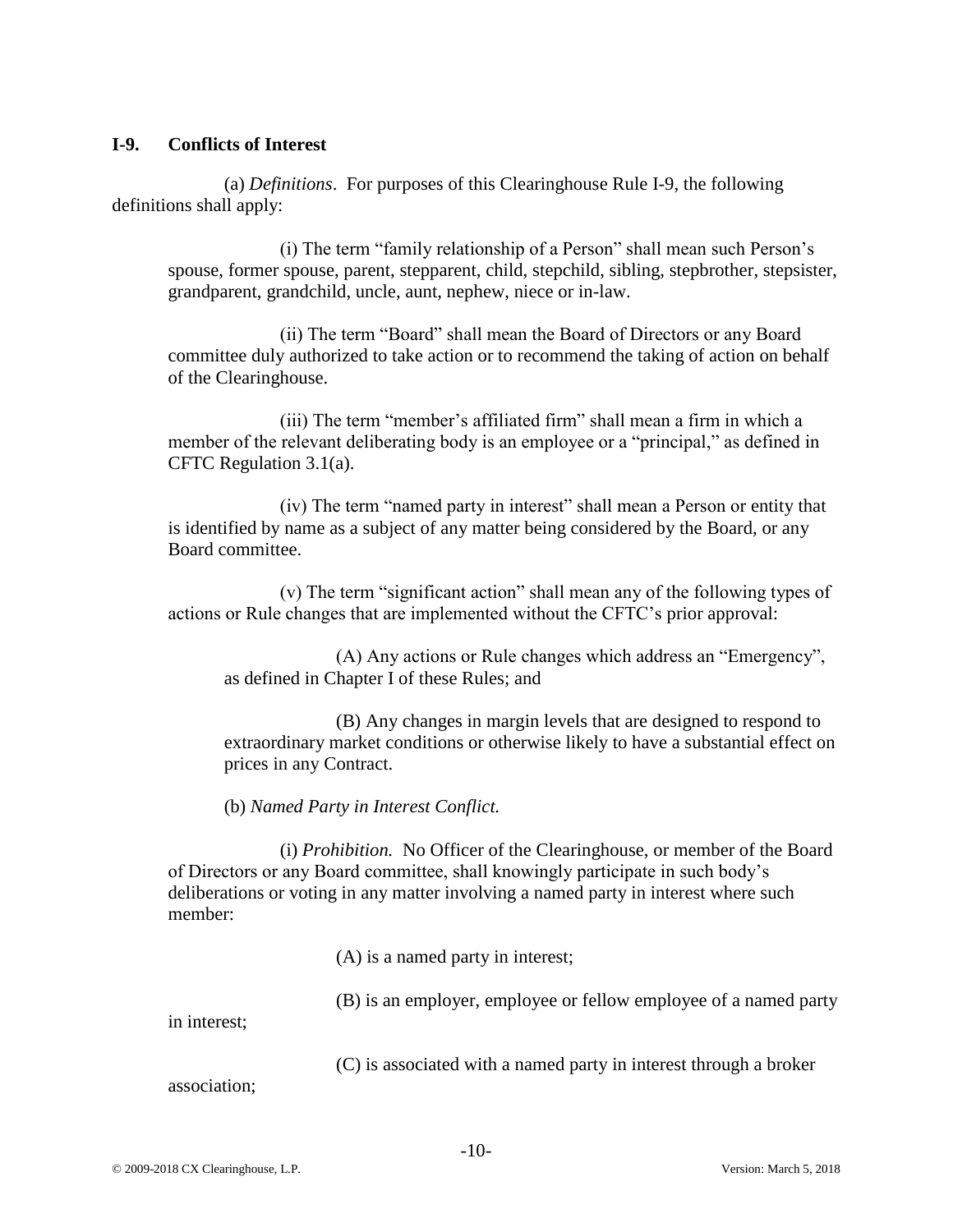## I-9. Conflicts of Interest

(a) *Definitions*. For purposes of this Clearinghouse Rule I-9, the following definitions shall apply:

(i) The term "family relationship of a Person" shall mean such Person's spouse, former spouse, parent, stepparent, child, stepchild, sibling, stepbrother, stepsister, grandparent, grandchild, uncle, aunt, nephew, niece or in-law.

(ii) The term "Board" shall mean the Board of Directors or any Board committee duly authorized to take action or to recommend the taking of action on behalf of the Clearinghouse.

(iii) The term "member's affiliated firm" shall mean a firm in which a member of the relevant deliberating body is an employee or a "principal," as defined in CFTC Regulation 3.1(a).

(iv) The term "named party in interest" shall mean a Person or entity that is identified by name as a subject of any matter being considered by the Board, or any Board committee.

(v) The term "significant action" shall mean any of the following types of actions or Rule changes that are implemented without the CFTC's prior approval:

(A) Any actions or Rule changes which address an "Emergency", as defined in Chapter I of these Rules; and

(B) Any changes in margin levels that are designed to respond to extraordinary market conditions or otherwise likely to have a substantial effect on prices in any Contract.

(b) *Named Party in Interest Conflict.*

(i) *Prohibition.* No Officer of the Clearinghouse, or member of the Board of Directors or any Board committee, shall knowingly participate in such body's deliberations or voting in any matter involving a named party in interest where such member:

(A) is a named party in interest;

(B) is an employer, employee or fellow employee of a named party in interest;

(C) is associated with a named party in interest through a broker association;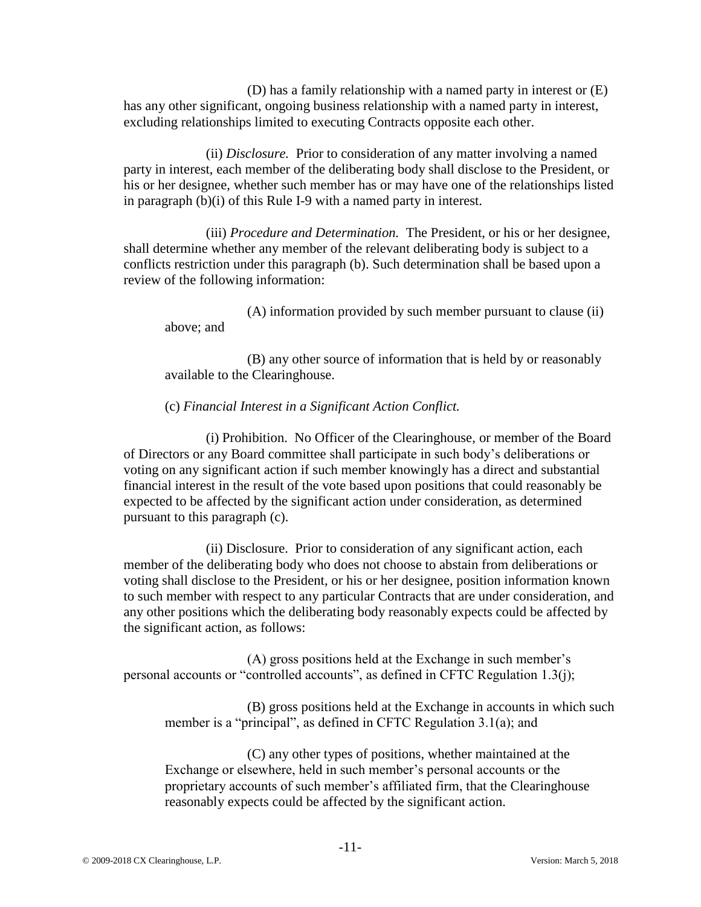(D) has a family relationship with a named party in interest or (E) has any other significant, ongoing business relationship with a named party in interest, excluding relationships limited to executing Contracts opposite each other.

(ii) *Disclosure.* Prior to consideration of any matter involving a named party in interest, each member of the deliberating body shall disclose to the President, or his or her designee, whether such member has or may have one of the relationships listed in paragraph (b)(i) of this Rule I-9 with a named party in interest.

(iii) *Procedure and Determination.* The President, or his or her designee, shall determine whether any member of the relevant deliberating body is subject to a conflicts restriction under this paragraph (b). Such determination shall be based upon a review of the following information:

(A) information provided by such member pursuant to clause (ii) above; and

(B) any other source of information that is held by or reasonably available to the Clearinghouse.

(c) *Financial Interest in a Significant Action Conflict.*

(i) Prohibition. No Officer of the Clearinghouse, or member of the Board of Directors or any Board committee shall participate in such body's deliberations or voting on any significant action if such member knowingly has a direct and substantial financial interest in the result of the vote based upon positions that could reasonably be expected to be affected by the significant action under consideration, as determined pursuant to this paragraph (c).

(ii) Disclosure. Prior to consideration of any significant action, each member of the deliberating body who does not choose to abstain from deliberations or voting shall disclose to the President, or his or her designee, position information known to such member with respect to any particular Contracts that are under consideration, and any other positions which the deliberating body reasonably expects could be affected by the significant action, as follows:

(A) gross positions held at the Exchange in such member's personal accounts or "controlled accounts", as defined in CFTC Regulation 1.3(j);

(B) gross positions held at the Exchange in accounts in which such member is a "principal", as defined in CFTC Regulation 3.1(a); and

(C) any other types of positions, whether maintained at the Exchange or elsewhere, held in such member's personal accounts or the proprietary accounts of such member's affiliated firm, that the Clearinghouse reasonably expects could be affected by the significant action.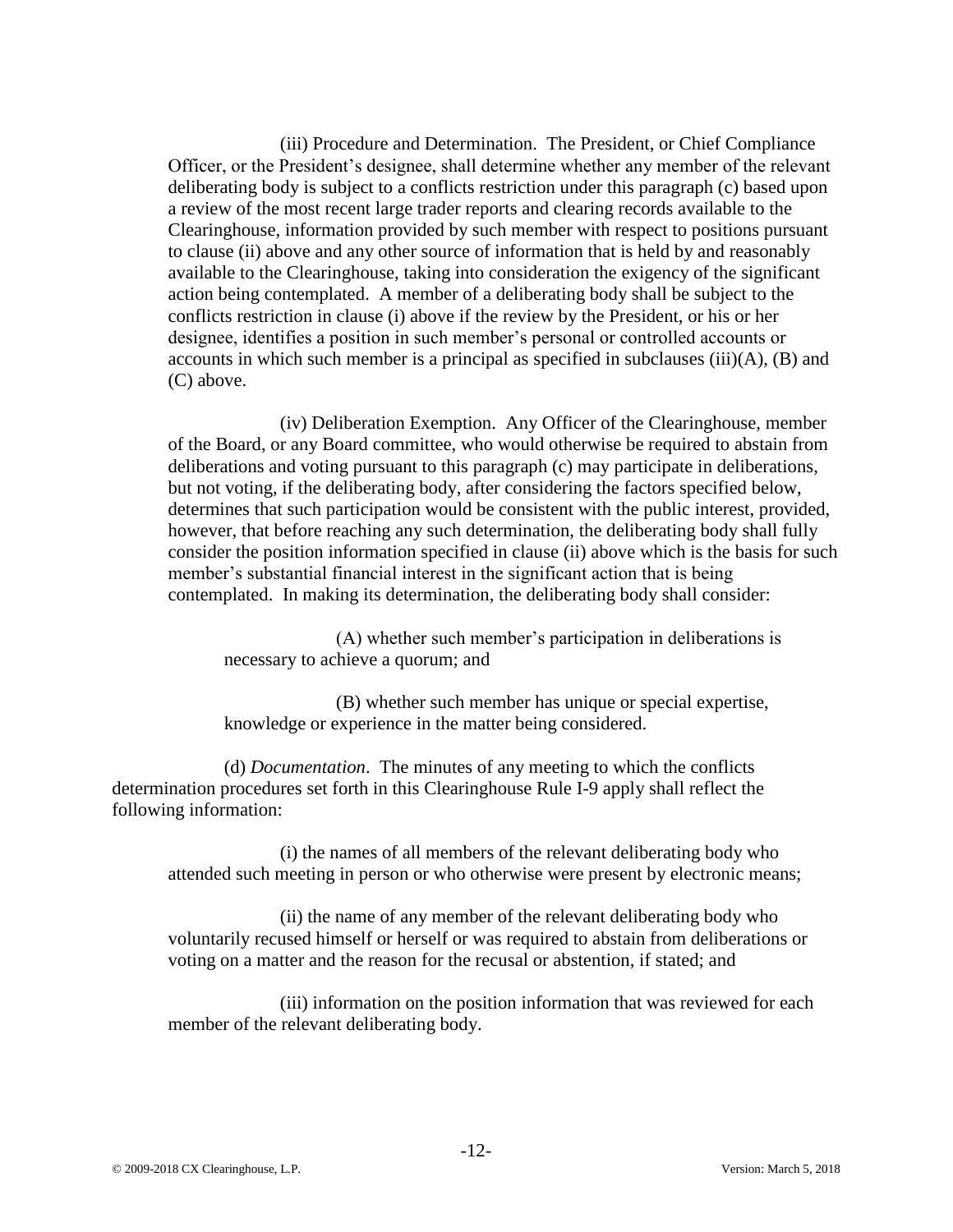(iii) Procedure and Determination. The President, or Chief Compliance Officer, or the President's designee, shall determine whether any member of the relevant deliberating body is subject to a conflicts restriction under this paragraph (c) based upon a review of the most recent large trader reports and clearing records available to the Clearinghouse, information provided by such member with respect to positions pursuant to clause (ii) above and any other source of information that is held by and reasonably available to the Clearinghouse, taking into consideration the exigency of the significant action being contemplated. A member of a deliberating body shall be subject to the conflicts restriction in clause (i) above if the review by the President, or his or her designee, identifies a position in such member's personal or controlled accounts or accounts in which such member is a principal as specified in subclauses (iii)(A), (B) and (C) above.

(iv) Deliberation Exemption. Any Officer of the Clearinghouse, member of the Board, or any Board committee, who would otherwise be required to abstain from deliberations and voting pursuant to this paragraph (c) may participate in deliberations, but not voting, if the deliberating body, after considering the factors specified below, determines that such participation would be consistent with the public interest, provided, however, that before reaching any such determination, the deliberating body shall fully consider the position information specified in clause (ii) above which is the basis for such member's substantial financial interest in the significant action that is being contemplated. In making its determination, the deliberating body shall consider:

(A) whether such member's participation in deliberations is necessary to achieve a quorum; and

(B) whether such member has unique or special expertise, knowledge or experience in the matter being considered.

(d) *Documentation*. The minutes of any meeting to which the conflicts determination procedures set forth in this Clearinghouse Rule I-9 apply shall reflect the following information:

(i) the names of all members of the relevant deliberating body who attended such meeting in person or who otherwise were present by electronic means;

(ii) the name of any member of the relevant deliberating body who voluntarily recused himself or herself or was required to abstain from deliberations or voting on a matter and the reason for the recusal or abstention, if stated; and

(iii) information on the position information that was reviewed for each member of the relevant deliberating body.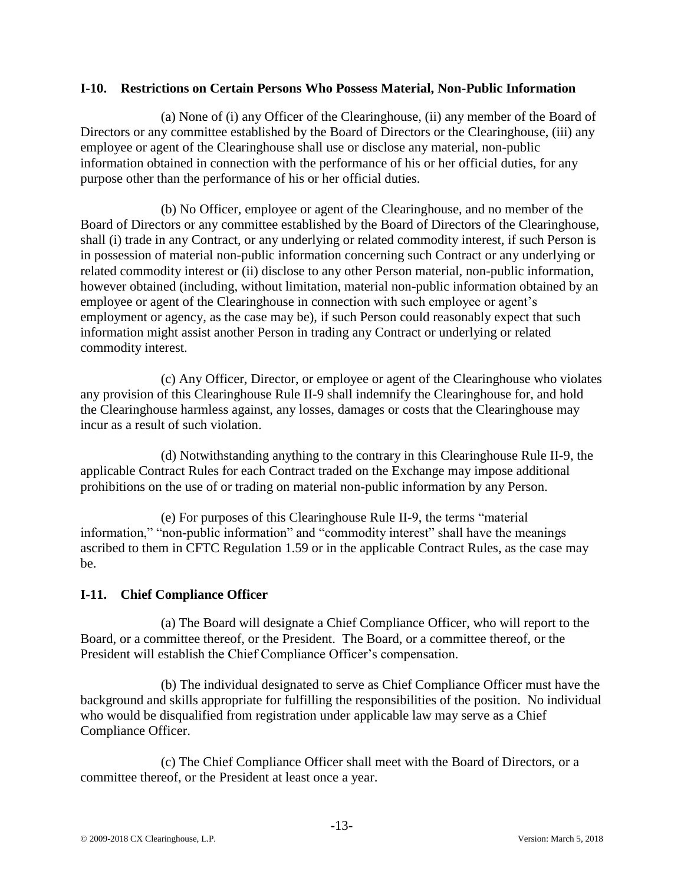## I-10. Restrictions on Certain Persons Who Possess Material, Non-Public Information

(a) None of (i) any Officer of the Clearinghouse, (ii) any member of the Board of Directors or any committee established by the Board of Directors or the Clearinghouse, (iii) any employee or agent of the Clearinghouse shall use or disclose any material, non-public information obtained in connection with the performance of his or her official duties, for any purpose other than the performance of his or her official duties.

(b) No Officer, employee or agent of the Clearinghouse, and no member of the Board of Directors or any committee established by the Board of Directors of the Clearinghouse, shall (i) trade in any Contract, or any underlying or related commodity interest, if such Person is in possession of material non-public information concerning such Contract or any underlying or related commodity interest or (ii) disclose to any other Person material, non-public information, however obtained (including, without limitation, material non-public information obtained by an employee or agent of the Clearinghouse in connection with such employee or agent's employment or agency, as the case may be), if such Person could reasonably expect that such information might assist another Person in trading any Contract or underlying or related commodity interest.

(c) Any Officer, Director, or employee or agent of the Clearinghouse who violates any provision of this Clearinghouse Rule II-9 shall indemnify the Clearinghouse for, and hold the Clearinghouse harmless against, any losses, damages or costs that the Clearinghouse may incur as a result of such violation.

(d) Notwithstanding anything to the contrary in this Clearinghouse Rule II-9, the applicable Contract Rules for each Contract traded on the Exchange may impose additional prohibitions on the use of or trading on material non-public information by any Person.

(e) For purposes of this Clearinghouse Rule II-9, the terms "material information," "non-public information" and "commodity interest" shall have the meanings ascribed to them in CFTC Regulation 1.59 or in the applicable Contract Rules, as the case may be.

## I-11. Chief Compliance Officer

(a) The Board will designate a Chief Compliance Officer, who will report to the Board, or a committee thereof, or the President. The Board, or a committee thereof, or the President will establish the Chief Compliance Officer's compensation.

(b) The individual designated to serve as Chief Compliance Officer must have the background and skills appropriate for fulfilling the responsibilities of the position. No individual who would be disqualified from registration under applicable law may serve as a Chief Compliance Officer.

(c) The Chief Compliance Officer shall meet with the Board of Directors, or a committee thereof, or the President at least once a year.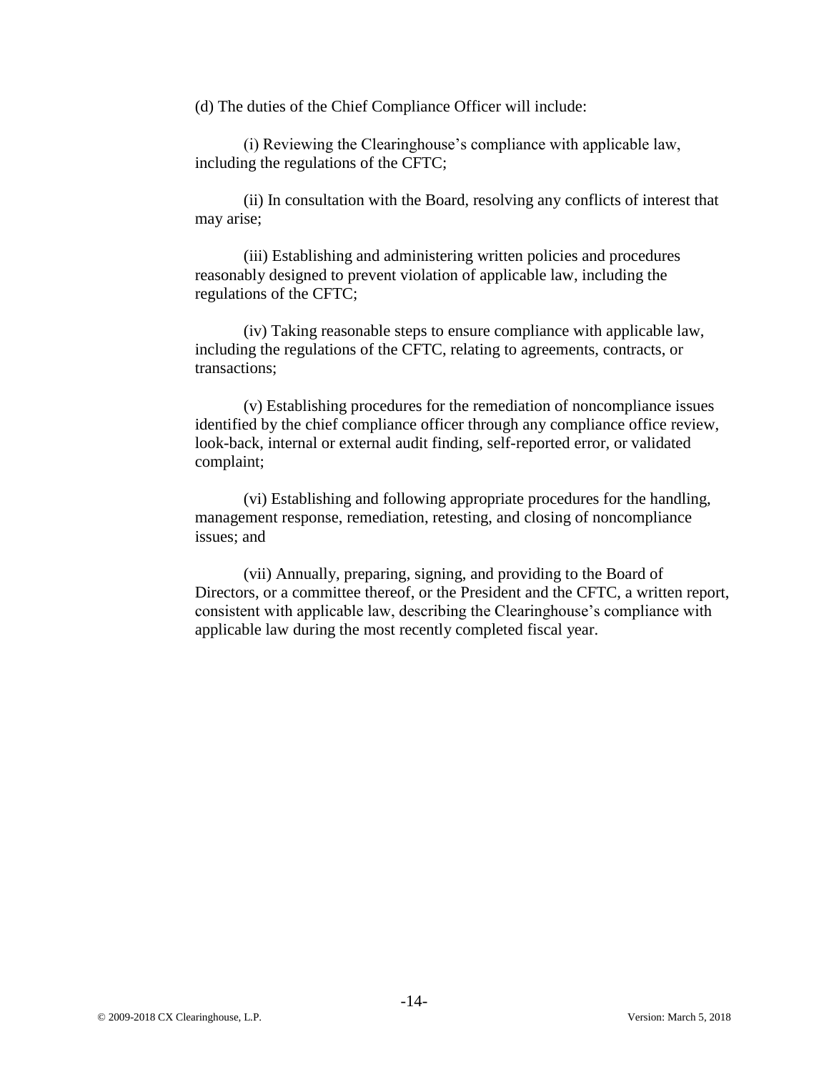(d) The duties of the Chief Compliance Officer will include:

(i) Reviewing the Clearinghouse's compliance with applicable law, including the regulations of the CFTC;

(ii) In consultation with the Board, resolving any conflicts of interest that may arise;

(iii) Establishing and administering written policies and procedures reasonably designed to prevent violation of applicable law, including the regulations of the CFTC;

(iv) Taking reasonable steps to ensure compliance with applicable law, including the regulations of the CFTC, relating to agreements, contracts, or transactions;

(v) Establishing procedures for the remediation of noncompliance issues identified by the chief compliance officer through any compliance office review, look-back, internal or external audit finding, self-reported error, or validated complaint;

(vi) Establishing and following appropriate procedures for the handling, management response, remediation, retesting, and closing of noncompliance issues; and

(vii) Annually, preparing, signing, and providing to the Board of Directors, or a committee thereof, or the President and the CFTC, a written report, consistent with applicable law, describing the Clearinghouse's compliance with applicable law during the most recently completed fiscal year.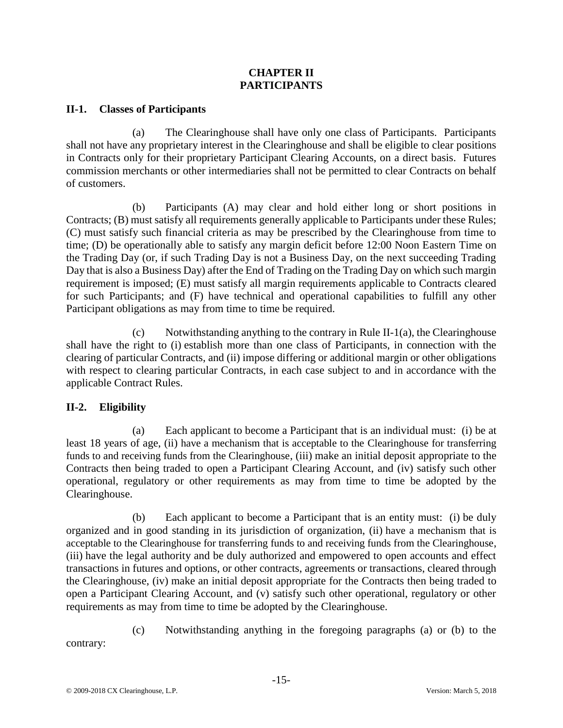# CHAPTER II
# PARTICIPANTS

## II-1. Classes of Participants

(a) The Clearinghouse shall have only one class of Participants. Participants shall not have any proprietary interest in the Clearinghouse and shall be eligible to clear positions in Contracts only for their proprietary Participant Clearing Accounts, on a direct basis. Futures commission merchants or other intermediaries shall not be permitted to clear Contracts on behalf of customers.

(b) Participants (A) may clear and hold either long or short positions in Contracts; (B) must satisfy all requirements generally applicable to Participants under these Rules; (C) must satisfy such financial criteria as may be prescribed by the Clearinghouse from time to time; (D) be operationally able to satisfy any margin deficit before 12:00 Noon Eastern Time on the Trading Day (or, if such Trading Day is not a Business Day, on the next succeeding Trading Day that is also a Business Day) after the End of Trading on the Trading Day on which such margin requirement is imposed; (E) must satisfy all margin requirements applicable to Contracts cleared for such Participants; and (F) have technical and operational capabilities to fulfill any other Participant obligations as may from time to time be required.

(c) Notwithstanding anything to the contrary in Rule II-1(a), the Clearinghouse shall have the right to (i) establish more than one class of Participants, in connection with the clearing of particular Contracts, and (ii) impose differing or additional margin or other obligations with respect to clearing particular Contracts, in each case subject to and in accordance with the applicable Contract Rules.

## II-2. Eligibility

(a) Each applicant to become a Participant that is an individual must: (i) be at least 18 years of age, (ii) have a mechanism that is acceptable to the Clearinghouse for transferring funds to and receiving funds from the Clearinghouse, (iii) make an initial deposit appropriate to the Contracts then being traded to open a Participant Clearing Account, and (iv) satisfy such other operational, regulatory or other requirements as may from time to time be adopted by the Clearinghouse.

(b) Each applicant to become a Participant that is an entity must: (i) be duly organized and in good standing in its jurisdiction of organization, (ii) have a mechanism that is acceptable to the Clearinghouse for transferring funds to and receiving funds from the Clearinghouse, (iii) have the legal authority and be duly authorized and empowered to open accounts and effect transactions in futures and options, or other contracts, agreements or transactions, cleared through the Clearinghouse, (iv) make an initial deposit appropriate for the Contracts then being traded to open a Participant Clearing Account, and (v) satisfy such other operational, regulatory or other requirements as may from time to time be adopted by the Clearinghouse.

(c) Notwithstanding anything in the foregoing paragraphs (a) or (b) to the contrary: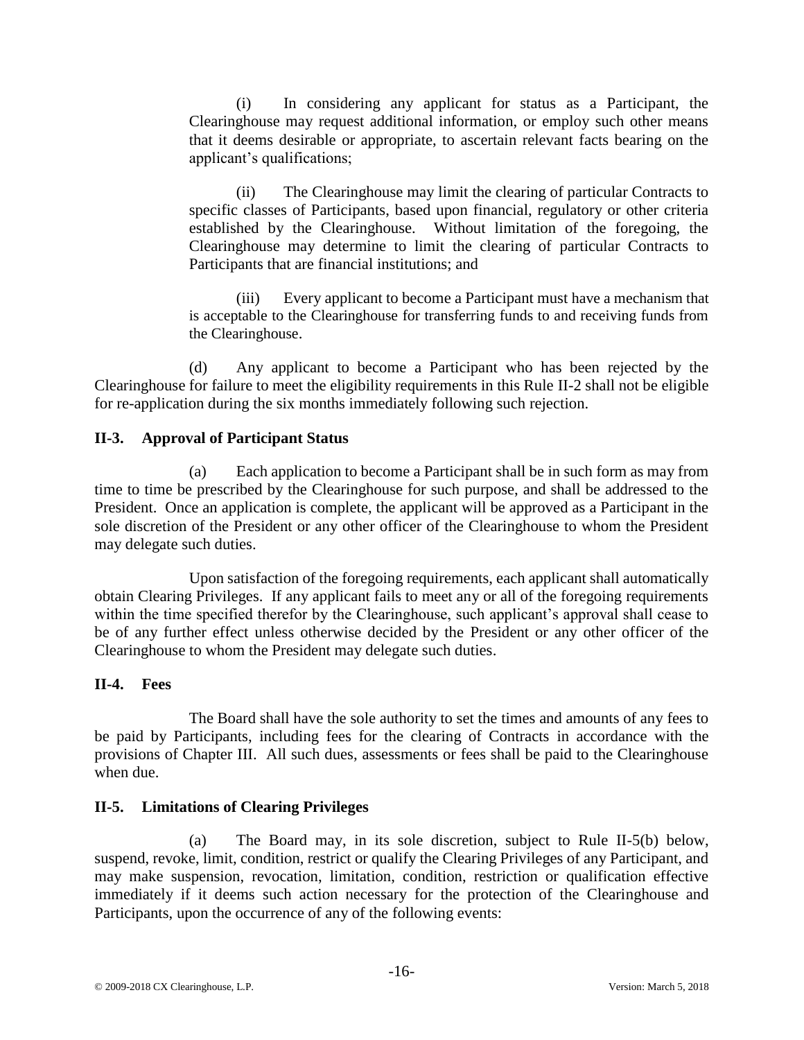(i) In considering any applicant for status as a Participant, the Clearinghouse may request additional information, or employ such other means that it deems desirable or appropriate, to ascertain relevant facts bearing on the applicant's qualifications;

(ii) The Clearinghouse may limit the clearing of particular Contracts to specific classes of Participants, based upon financial, regulatory or other criteria established by the Clearinghouse. Without limitation of the foregoing, the Clearinghouse may determine to limit the clearing of particular Contracts to Participants that are financial institutions; and

(iii) Every applicant to become a Participant must have a mechanism that is acceptable to the Clearinghouse for transferring funds to and receiving funds from the Clearinghouse.

(d) Any applicant to become a Participant who has been rejected by the Clearinghouse for failure to meet the eligibility requirements in this Rule II-2 shall not be eligible for re-application during the six months immediately following such rejection.

### II-3. Approval of Participant Status

(a) Each application to become a Participant shall be in such form as may from time to time be prescribed by the Clearinghouse for such purpose, and shall be addressed to the President. Once an application is complete, the applicant will be approved as a Participant in the sole discretion of the President or any other officer of the Clearinghouse to whom the President may delegate such duties.

Upon satisfaction of the foregoing requirements, each applicant shall automatically obtain Clearing Privileges. If any applicant fails to meet any or all of the foregoing requirements within the time specified therefor by the Clearinghouse, such applicant's approval shall cease to be of any further effect unless otherwise decided by the President or any other officer of the Clearinghouse to whom the President may delegate such duties.

### II-4. Fees

The Board shall have the sole authority to set the times and amounts of any fees to be paid by Participants, including fees for the clearing of Contracts in accordance with the provisions of Chapter III. All such dues, assessments or fees shall be paid to the Clearinghouse when due.

### II-5. Limitations of Clearing Privileges

(a) The Board may, in its sole discretion, subject to Rule II-5(b) below, suspend, revoke, limit, condition, restrict or qualify the Clearing Privileges of any Participant, and may make suspension, revocation, limitation, condition, restriction or qualification effective immediately if it deems such action necessary for the protection of the Clearinghouse and Participants, upon the occurrence of any of the following events: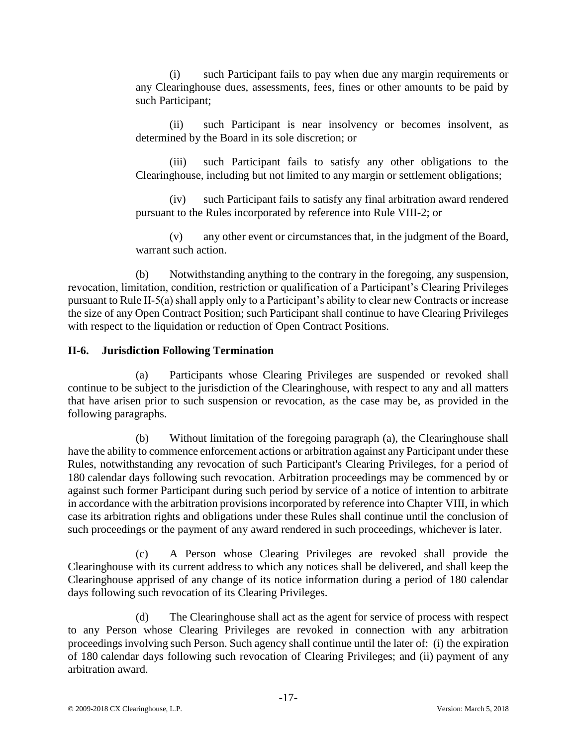(i) such Participant fails to pay when due any margin requirements or any Clearinghouse dues, assessments, fees, fines or other amounts to be paid by such Participant;

(ii) such Participant is near insolvency or becomes insolvent, as determined by the Board in its sole discretion; or

(iii) such Participant fails to satisfy any other obligations to the Clearinghouse, including but not limited to any margin or settlement obligations;

(iv) such Participant fails to satisfy any final arbitration award rendered pursuant to the Rules incorporated by reference into Rule VIII-2; or

(v) any other event or circumstances that, in the judgment of the Board, warrant such action.

(b) Notwithstanding anything to the contrary in the foregoing, any suspension, revocation, limitation, condition, restriction or qualification of a Participant's Clearing Privileges pursuant to Rule II-5(a) shall apply only to a Participant's ability to clear new Contracts or increase the size of any Open Contract Position; such Participant shall continue to have Clearing Privileges with respect to the liquidation or reduction of Open Contract Positions.

### II-6. Jurisdiction Following Termination

(a) Participants whose Clearing Privileges are suspended or revoked shall continue to be subject to the jurisdiction of the Clearinghouse, with respect to any and all matters that have arisen prior to such suspension or revocation, as the case may be, as provided in the following paragraphs.

(b) Without limitation of the foregoing paragraph (a), the Clearinghouse shall have the ability to commence enforcement actions or arbitration against any Participant under these Rules, notwithstanding any revocation of such Participant's Clearing Privileges, for a period of 180 calendar days following such revocation. Arbitration proceedings may be commenced by or against such former Participant during such period by service of a notice of intention to arbitrate in accordance with the arbitration provisions incorporated by reference into Chapter VIII, in which case its arbitration rights and obligations under these Rules shall continue until the conclusion of such proceedings or the payment of any award rendered in such proceedings, whichever is later.

(c) A Person whose Clearing Privileges are revoked shall provide the Clearinghouse with its current address to which any notices shall be delivered, and shall keep the Clearinghouse apprised of any change of its notice information during a period of 180 calendar days following such revocation of its Clearing Privileges.

(d) The Clearinghouse shall act as the agent for service of process with respect to any Person whose Clearing Privileges are revoked in connection with any arbitration proceedings involving such Person. Such agency shall continue until the later of: (i) the expiration of 180 calendar days following such revocation of Clearing Privileges; and (ii) payment of any arbitration award.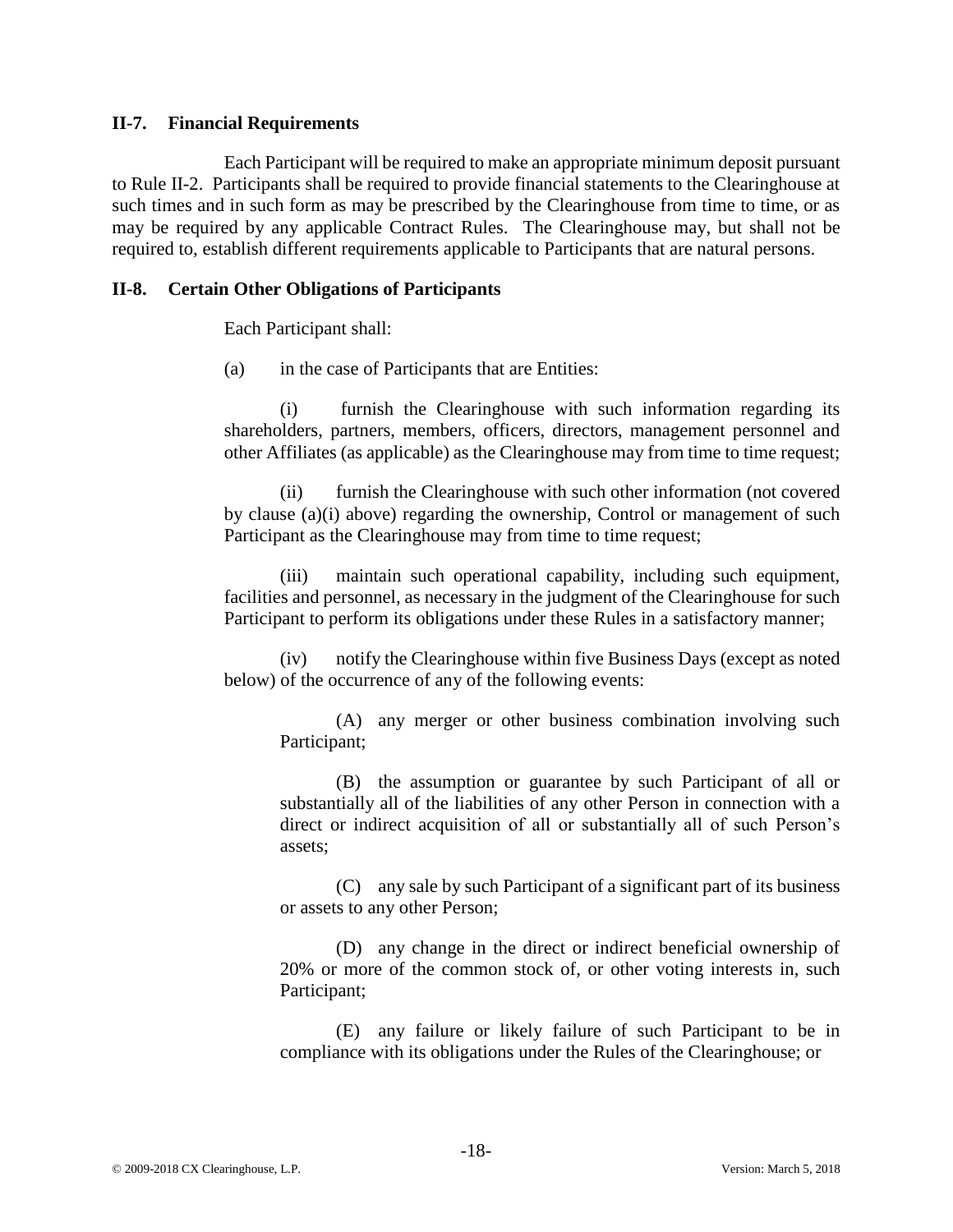### II-7. Financial Requirements

Each Participant will be required to make an appropriate minimum deposit pursuant to Rule II-2. Participants shall be required to provide financial statements to the Clearinghouse at such times and in such form as may be prescribed by the Clearinghouse from time to time, or as may be required by any applicable Contract Rules. The Clearinghouse may, but shall not be required to, establish different requirements applicable to Participants that are natural persons.

### II-8. Certain Other Obligations of Participants

Each Participant shall:

(a) in the case of Participants that are Entities:

(i) furnish the Clearinghouse with such information regarding its shareholders, partners, members, officers, directors, management personnel and other Affiliates (as applicable) as the Clearinghouse may from time to time request;

(ii) furnish the Clearinghouse with such other information (not covered by clause (a)(i) above) regarding the ownership, Control or management of such Participant as the Clearinghouse may from time to time request;

(iii) maintain such operational capability, including such equipment, facilities and personnel, as necessary in the judgment of the Clearinghouse for such Participant to perform its obligations under these Rules in a satisfactory manner;

(iv) notify the Clearinghouse within five Business Days (except as noted below) of the occurrence of any of the following events:

(A) any merger or other business combination involving such Participant;

(B) the assumption or guarantee by such Participant of all or substantially all of the liabilities of any other Person in connection with a direct or indirect acquisition of all or substantially all of such Person's assets;

(C) any sale by such Participant of a significant part of its business or assets to any other Person;

(D) any change in the direct or indirect beneficial ownership of 20% or more of the common stock of, or other voting interests in, such Participant;

(E) any failure or likely failure of such Participant to be in compliance with its obligations under the Rules of the Clearinghouse; or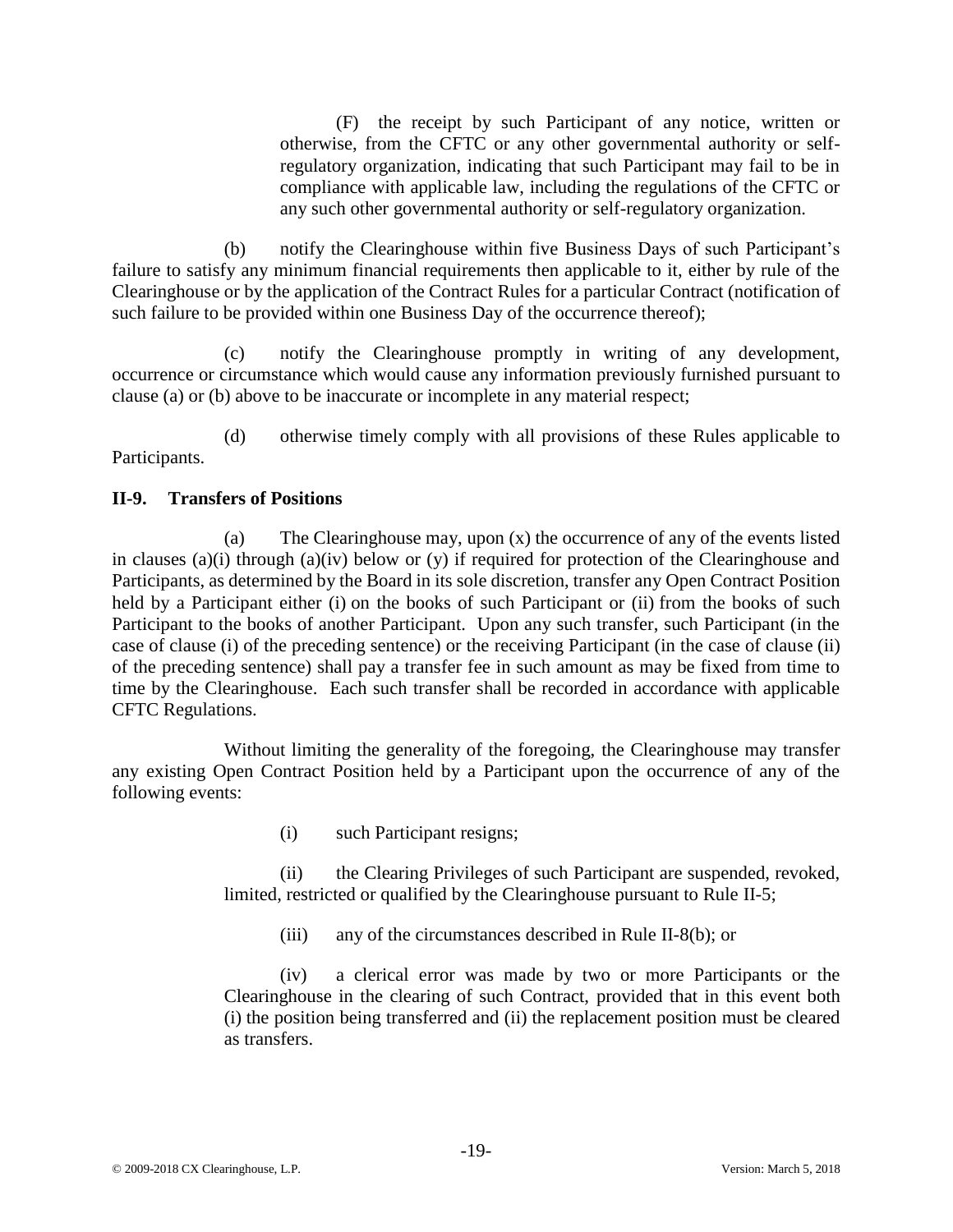(F) the receipt by such Participant of any notice, written or otherwise, from the CFTC or any other governmental authority or self-regulatory organization, indicating that such Participant may fail to be in compliance with applicable law, including the regulations of the CFTC or any such other governmental authority or self-regulatory organization.

(b) notify the Clearinghouse within five Business Days of such Participant's failure to satisfy any minimum financial requirements then applicable to it, either by rule of the Clearinghouse or by the application of the Contract Rules for a particular Contract (notification of such failure to be provided within one Business Day of the occurrence thereof);

(c) notify the Clearinghouse promptly in writing of any development, occurrence or circumstance which would cause any information previously furnished pursuant to clause (a) or (b) above to be inaccurate or incomplete in any material respect;

(d) otherwise timely comply with all provisions of these Rules applicable to Participants.

**II-9. Transfers of Positions**

(a) The Clearinghouse may, upon (x) the occurrence of any of the events listed in clauses (a)(i) through (a)(iv) below or (y) if required for protection of the Clearinghouse and Participants, as determined by the Board in its sole discretion, transfer any Open Contract Position held by a Participant either (i) on the books of such Participant or (ii) from the books of such Participant to the books of another Participant. Upon any such transfer, such Participant (in the case of clause (i) of the preceding sentence) or the receiving Participant (in the case of clause (ii) of the preceding sentence) shall pay a transfer fee in such amount as may be fixed from time to time by the Clearinghouse. Each such transfer shall be recorded in accordance with applicable CFTC Regulations.

Without limiting the generality of the foregoing, the Clearinghouse may transfer any existing Open Contract Position held by a Participant upon the occurrence of any of the following events:

(i) such Participant resigns;

(ii) the Clearing Privileges of such Participant are suspended, revoked, limited, restricted or qualified by the Clearinghouse pursuant to Rule II-5;

(iii) any of the circumstances described in Rule II-8(b); or

(iv) a clerical error was made by two or more Participants or the Clearinghouse in the clearing of such Contract, provided that in this event both (i) the position being transferred and (ii) the replacement position must be cleared as transfers.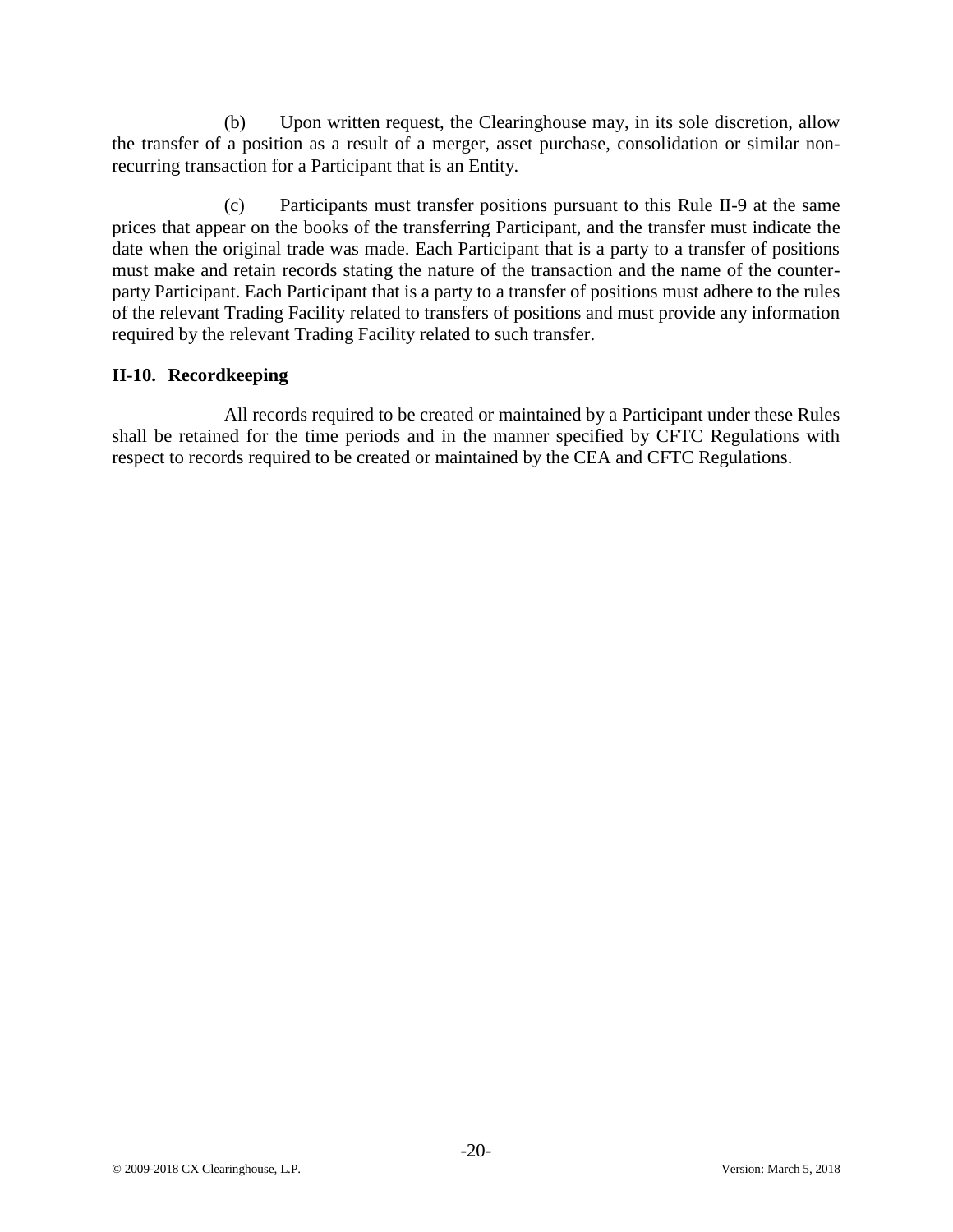(b) Upon written request, the Clearinghouse may, in its sole discretion, allow the transfer of a position as a result of a merger, asset purchase, consolidation or similar non-recurring transaction for a Participant that is an Entity.

(c) Participants must transfer positions pursuant to this Rule II-9 at the same prices that appear on the books of the transferring Participant, and the transfer must indicate the date when the original trade was made. Each Participant that is a party to a transfer of positions must make and retain records stating the nature of the transaction and the name of the counter-party Participant. Each Participant that is a party to a transfer of positions must adhere to the rules of the relevant Trading Facility related to transfers of positions and must provide any information required by the relevant Trading Facility related to such transfer.

## II-10. Recordkeeping

All records required to be created or maintained by a Participant under these Rules shall be retained for the time periods and in the manner specified by CFTC Regulations with respect to records required to be created or maintained by the CEA and CFTC Regulations.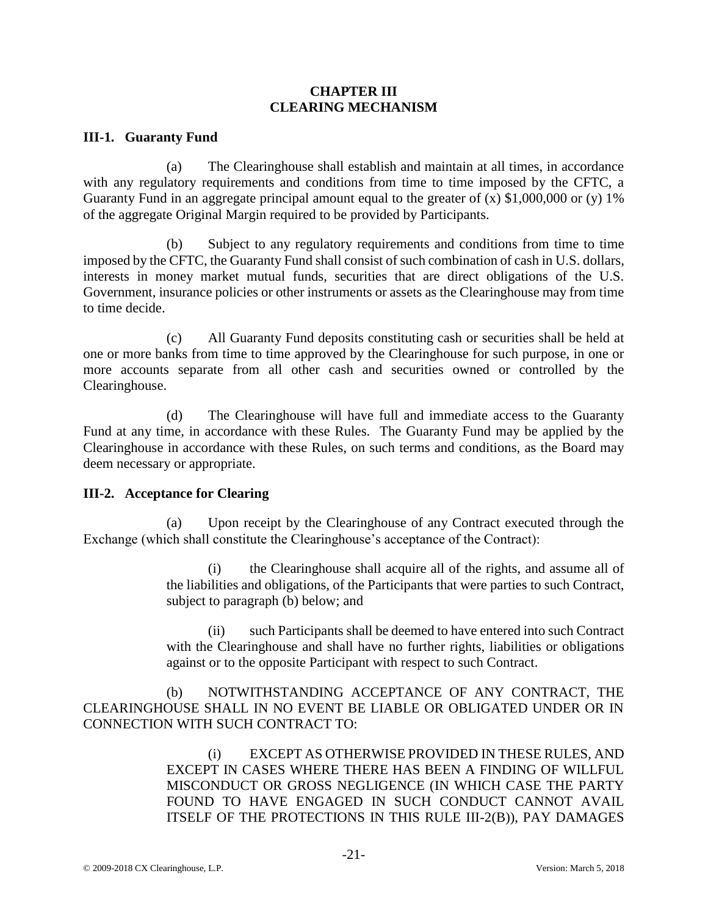# CHAPTER III
# CLEARING MECHANISM

## III-1. Guaranty Fund

(a) The Clearinghouse shall establish and maintain at all times, in accordance with any regulatory requirements and conditions from time to time imposed by the CFTC, a Guaranty Fund in an aggregate principal amount equal to the greater of (x) $1,000,000 or (y) 1% of the aggregate Original Margin required to be provided by Participants.

(b) Subject to any regulatory requirements and conditions from time to time imposed by the CFTC, the Guaranty Fund shall consist of such combination of cash in U.S. dollars, interests in money market mutual funds, securities that are direct obligations of the U.S. Government, insurance policies or other instruments or assets as the Clearinghouse may from time to time decide.

(c) All Guaranty Fund deposits constituting cash or securities shall be held at one or more banks from time to time approved by the Clearinghouse for such purpose, in one or more accounts separate from all other cash and securities owned or controlled by the Clearinghouse.

(d) The Clearinghouse will have full and immediate access to the Guaranty Fund at any time, in accordance with these Rules. The Guaranty Fund may be applied by the Clearinghouse in accordance with these Rules, on such terms and conditions, as the Board may deem necessary or appropriate.

## III-2. Acceptance for Clearing

(a) Upon receipt by the Clearinghouse of any Contract executed through the Exchange (which shall constitute the Clearinghouse's acceptance of the Contract):

(i) the Clearinghouse shall acquire all of the rights, and assume all of the liabilities and obligations, of the Participants that were parties to such Contract, subject to paragraph (b) below; and

(ii) such Participants shall be deemed to have entered into such Contract with the Clearinghouse and shall have no further rights, liabilities or obligations against or to the opposite Participant with respect to such Contract.

(b) NOTWITHSTANDING ACCEPTANCE OF ANY CONTRACT, THE CLEARINGHOUSE SHALL IN NO EVENT BE LIABLE OR OBLIGATED UNDER OR IN CONNECTION WITH SUCH CONTRACT TO:

(i) EXCEPT AS OTHERWISE PROVIDED IN THESE RULES, AND EXCEPT IN CASES WHERE THERE HAS BEEN A FINDING OF WILLFUL MISCONDUCT OR GROSS NEGLIGENCE (IN WHICH CASE THE PARTY FOUND TO HAVE ENGAGED IN SUCH CONDUCT CANNOT AVAIL ITSELF OF THE PROTECTIONS IN THIS RULE III-2(B)), PAY DAMAGES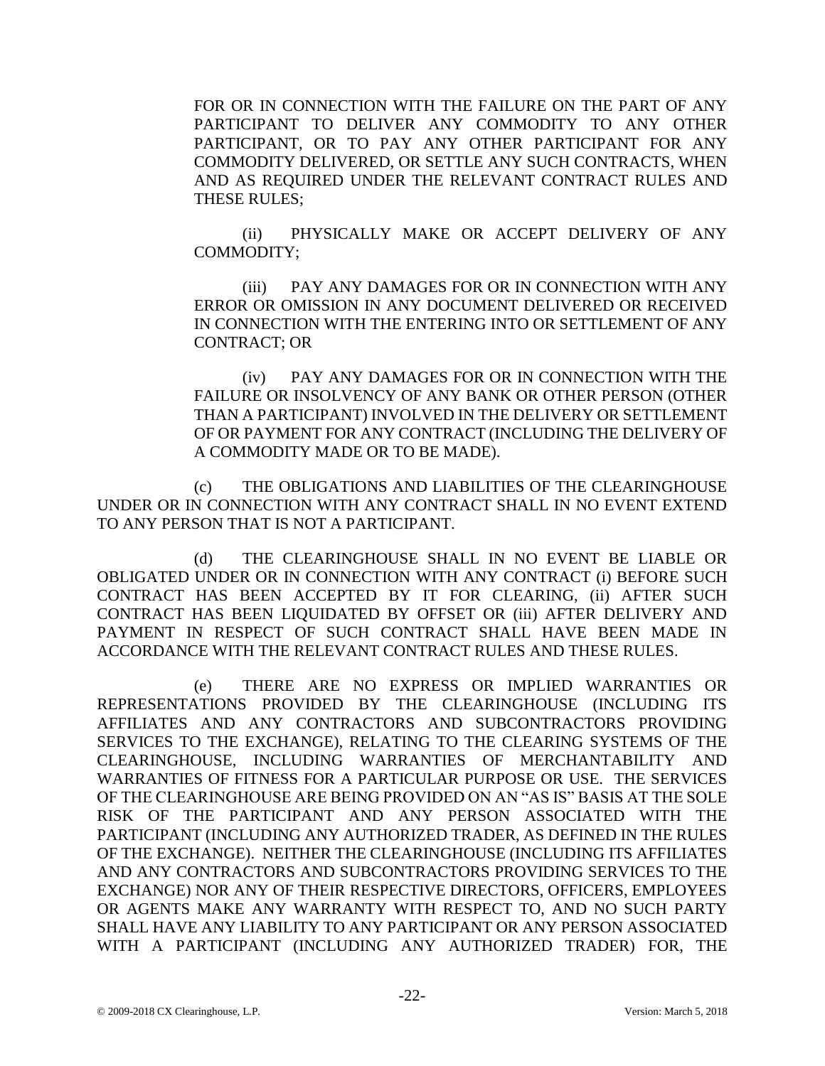FOR OR IN CONNECTION WITH THE FAILURE ON THE PART OF ANY PARTICIPANT TO DELIVER ANY COMMODITY TO ANY OTHER PARTICIPANT, OR TO PAY ANY OTHER PARTICIPANT FOR ANY COMMODITY DELIVERED, OR SETTLE ANY SUCH CONTRACTS, WHEN AND AS REQUIRED UNDER THE RELEVANT CONTRACT RULES AND THESE RULES;

(ii) PHYSICALLY MAKE OR ACCEPT DELIVERY OF ANY COMMODITY;

(iii) PAY ANY DAMAGES FOR OR IN CONNECTION WITH ANY ERROR OR OMISSION IN ANY DOCUMENT DELIVERED OR RECEIVED IN CONNECTION WITH THE ENTERING INTO OR SETTLEMENT OF ANY CONTRACT; OR

(iv) PAY ANY DAMAGES FOR OR IN CONNECTION WITH THE FAILURE OR INSOLVENCY OF ANY BANK OR OTHER PERSON (OTHER THAN A PARTICIPANT) INVOLVED IN THE DELIVERY OR SETTLEMENT OF OR PAYMENT FOR ANY CONTRACT (INCLUDING THE DELIVERY OF A COMMODITY MADE OR TO BE MADE).

(c) THE OBLIGATIONS AND LIABILITIES OF THE CLEARINGHOUSE UNDER OR IN CONNECTION WITH ANY CONTRACT SHALL IN NO EVENT EXTEND TO ANY PERSON THAT IS NOT A PARTICIPANT.

(d) THE CLEARINGHOUSE SHALL IN NO EVENT BE LIABLE OR OBLIGATED UNDER OR IN CONNECTION WITH ANY CONTRACT (i) BEFORE SUCH CONTRACT HAS BEEN ACCEPTED BY IT FOR CLEARING, (ii) AFTER SUCH CONTRACT HAS BEEN LIQUIDATED BY OFFSET OR (iii) AFTER DELIVERY AND PAYMENT IN RESPECT OF SUCH CONTRACT SHALL HAVE BEEN MADE IN ACCORDANCE WITH THE RELEVANT CONTRACT RULES AND THESE RULES.

(e) THERE ARE NO EXPRESS OR IMPLIED WARRANTIES OR REPRESENTATIONS PROVIDED BY THE CLEARINGHOUSE (INCLUDING ITS AFFILIATES AND ANY CONTRACTORS AND SUBCONTRACTORS PROVIDING SERVICES TO THE EXCHANGE), RELATING TO THE CLEARING SYSTEMS OF THE CLEARINGHOUSE, INCLUDING WARRANTIES OF MERCHANTABILITY AND WARRANTIES OF FITNESS FOR A PARTICULAR PURPOSE OR USE. THE SERVICES OF THE CLEARINGHOUSE ARE BEING PROVIDED ON AN "AS IS" BASIS AT THE SOLE RISK OF THE PARTICIPANT AND ANY PERSON ASSOCIATED WITH THE PARTICIPANT (INCLUDING ANY AUTHORIZED TRADER, AS DEFINED IN THE RULES OF THE EXCHANGE). NEITHER THE CLEARINGHOUSE (INCLUDING ITS AFFILIATES AND ANY CONTRACTORS AND SUBCONTRACTORS PROVIDING SERVICES TO THE EXCHANGE) NOR ANY OF THEIR RESPECTIVE DIRECTORS, OFFICERS, EMPLOYEES OR AGENTS MAKE ANY WARRANTY WITH RESPECT TO, AND NO SUCH PARTY SHALL HAVE ANY LIABILITY TO ANY PARTICIPANT OR ANY PERSON ASSOCIATED WITH A PARTICIPANT (INCLUDING ANY AUTHORIZED TRADER) FOR, THE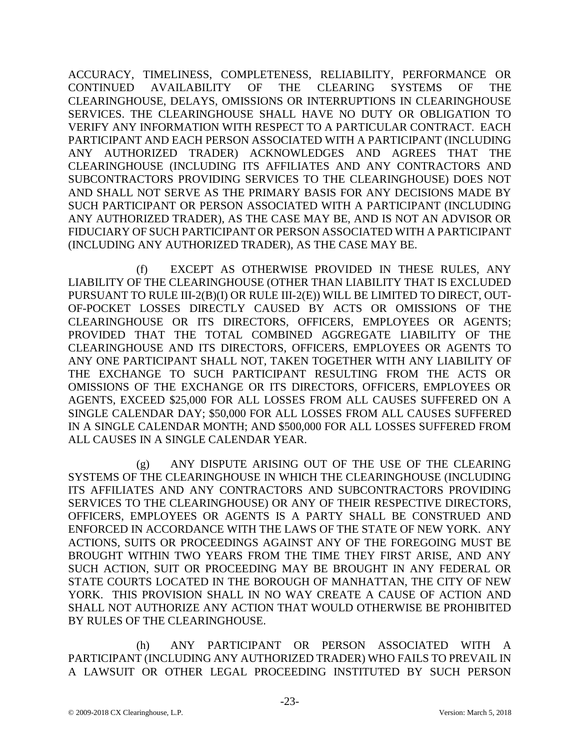ACCURACY, TIMELINESS, COMPLETENESS, RELIABILITY, PERFORMANCE OR CONTINUED AVAILABILITY OF THE CLEARING SYSTEMS OF THE CLEARINGHOUSE, DELAYS, OMISSIONS OR INTERRUPTIONS IN CLEARINGHOUSE SERVICES. THE CLEARINGHOUSE SHALL HAVE NO DUTY OR OBLIGATION TO VERIFY ANY INFORMATION WITH RESPECT TO A PARTICULAR CONTRACT. EACH PARTICIPANT AND EACH PERSON ASSOCIATED WITH A PARTICIPANT (INCLUDING ANY AUTHORIZED TRADER) ACKNOWLEDGES AND AGREES THAT THE CLEARINGHOUSE (INCLUDING ITS AFFILIATES AND ANY CONTRACTORS AND SUBCONTRACTORS PROVIDING SERVICES TO THE CLEARINGHOUSE) DOES NOT AND SHALL NOT SERVE AS THE PRIMARY BASIS FOR ANY DECISIONS MADE BY SUCH PARTICIPANT OR PERSON ASSOCIATED WITH A PARTICIPANT (INCLUDING ANY AUTHORIZED TRADER), AS THE CASE MAY BE, AND IS NOT AN ADVISOR OR FIDUCIARY OF SUCH PARTICIPANT OR PERSON ASSOCIATED WITH A PARTICIPANT (INCLUDING ANY AUTHORIZED TRADER), AS THE CASE MAY BE.

(f) EXCEPT AS OTHERWISE PROVIDED IN THESE RULES, ANY LIABILITY OF THE CLEARINGHOUSE (OTHER THAN LIABILITY THAT IS EXCLUDED PURSUANT TO RULE III-2(B)(I) OR RULE III-2(E)) WILL BE LIMITED TO DIRECT, OUT-OF-POCKET LOSSES DIRECTLY CAUSED BY ACTS OR OMISSIONS OF THE CLEARINGHOUSE OR ITS DIRECTORS, OFFICERS, EMPLOYEES OR AGENTS; PROVIDED THAT THE TOTAL COMBINED AGGREGATE LIABILITY OF THE CLEARINGHOUSE AND ITS DIRECTORS, OFFICERS, EMPLOYEES OR AGENTS TO ANY ONE PARTICIPANT SHALL NOT, TAKEN TOGETHER WITH ANY LIABILITY OF THE EXCHANGE TO SUCH PARTICIPANT RESULTING FROM THE ACTS OR OMISSIONS OF THE EXCHANGE OR ITS DIRECTORS, OFFICERS, EMPLOYEES OR AGENTS, EXCEED $25,000 FOR ALL LOSSES FROM ALL CAUSES SUFFERED ON A SINGLE CALENDAR DAY; $50,000 FOR ALL LOSSES FROM ALL CAUSES SUFFERED IN A SINGLE CALENDAR MONTH; AND $500,000 FOR ALL LOSSES SUFFERED FROM ALL CAUSES IN A SINGLE CALENDAR YEAR.

(g) ANY DISPUTE ARISING OUT OF THE USE OF THE CLEARING SYSTEMS OF THE CLEARINGHOUSE IN WHICH THE CLEARINGHOUSE (INCLUDING ITS AFFILIATES AND ANY CONTRACTORS AND SUBCONTRACTORS PROVIDING SERVICES TO THE CLEARINGHOUSE) OR ANY OF THEIR RESPECTIVE DIRECTORS, OFFICERS, EMPLOYEES OR AGENTS IS A PARTY SHALL BE CONSTRUED AND ENFORCED IN ACCORDANCE WITH THE LAWS OF THE STATE OF NEW YORK. ANY ACTIONS, SUITS OR PROCEEDINGS AGAINST ANY OF THE FOREGOING MUST BE BROUGHT WITHIN TWO YEARS FROM THE TIME THEY FIRST ARISE, AND ANY SUCH ACTION, SUIT OR PROCEEDING MAY BE BROUGHT IN ANY FEDERAL OR STATE COURTS LOCATED IN THE BOROUGH OF MANHATTAN, THE CITY OF NEW YORK. THIS PROVISION SHALL IN NO WAY CREATE A CAUSE OF ACTION AND SHALL NOT AUTHORIZE ANY ACTION THAT WOULD OTHERWISE BE PROHIBITED BY RULES OF THE CLEARINGHOUSE.

(h) ANY PARTICIPANT OR PERSON ASSOCIATED WITH A PARTICIPANT (INCLUDING ANY AUTHORIZED TRADER) WHO FAILS TO PREVAIL IN A LAWSUIT OR OTHER LEGAL PROCEEDING INSTITUTED BY SUCH PERSON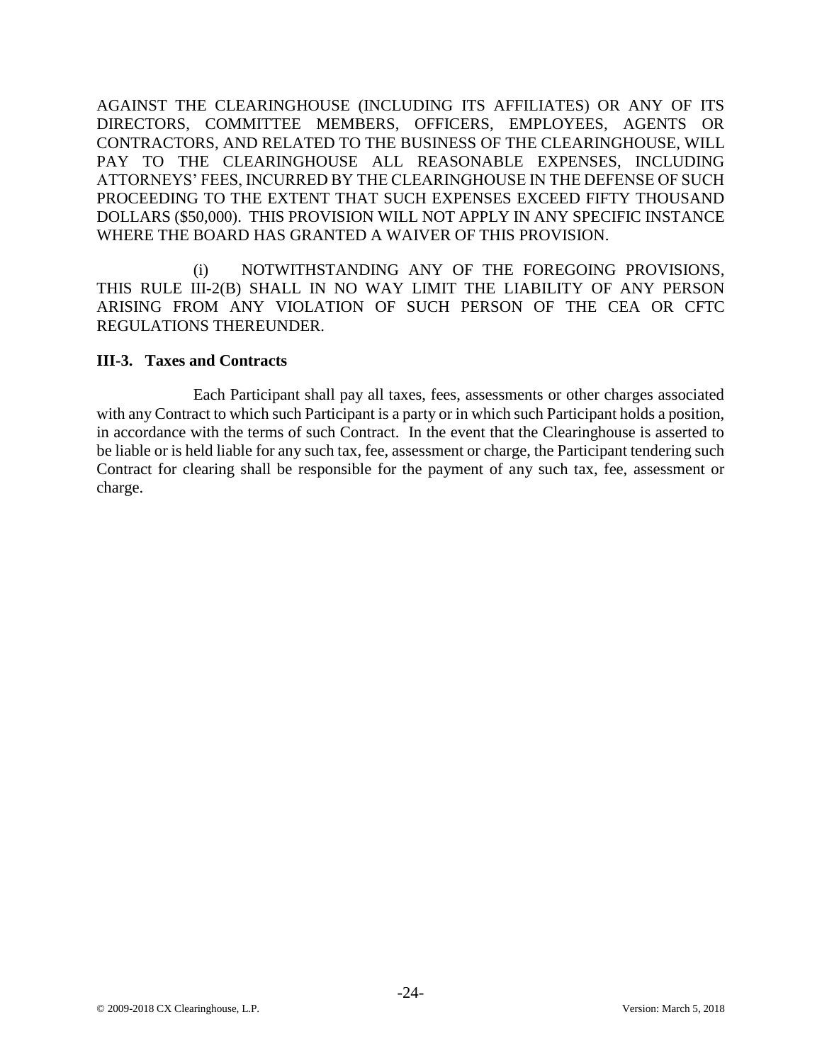AGAINST THE CLEARINGHOUSE (INCLUDING ITS AFFILIATES) OR ANY OF ITS DIRECTORS, COMMITTEE MEMBERS, OFFICERS, EMPLOYEES, AGENTS OR CONTRACTORS, AND RELATED TO THE BUSINESS OF THE CLEARINGHOUSE, WILL PAY TO THE CLEARINGHOUSE ALL REASONABLE EXPENSES, INCLUDING ATTORNEYS' FEES, INCURRED BY THE CLEARINGHOUSE IN THE DEFENSE OF SUCH PROCEEDING TO THE EXTENT THAT SUCH EXPENSES EXCEED FIFTY THOUSAND DOLLARS ($50,000). THIS PROVISION WILL NOT APPLY IN ANY SPECIFIC INSTANCE WHERE THE BOARD HAS GRANTED A WAIVER OF THIS PROVISION.

(i) NOTWITHSTANDING ANY OF THE FOREGOING PROVISIONS, THIS RULE III-2(B) SHALL IN NO WAY LIMIT THE LIABILITY OF ANY PERSON ARISING FROM ANY VIOLATION OF SUCH PERSON OF THE CEA OR CFTC REGULATIONS THEREUNDER.

**III-3. Taxes and Contracts**

Each Participant shall pay all taxes, fees, assessments or other charges associated with any Contract to which such Participant is a party or in which such Participant holds a position, in accordance with the terms of such Contract. In the event that the Clearinghouse is asserted to be liable or is held liable for any such tax, fee, assessment or charge, the Participant tendering such Contract for clearing shall be responsible for the payment of any such tax, fee, assessment or charge.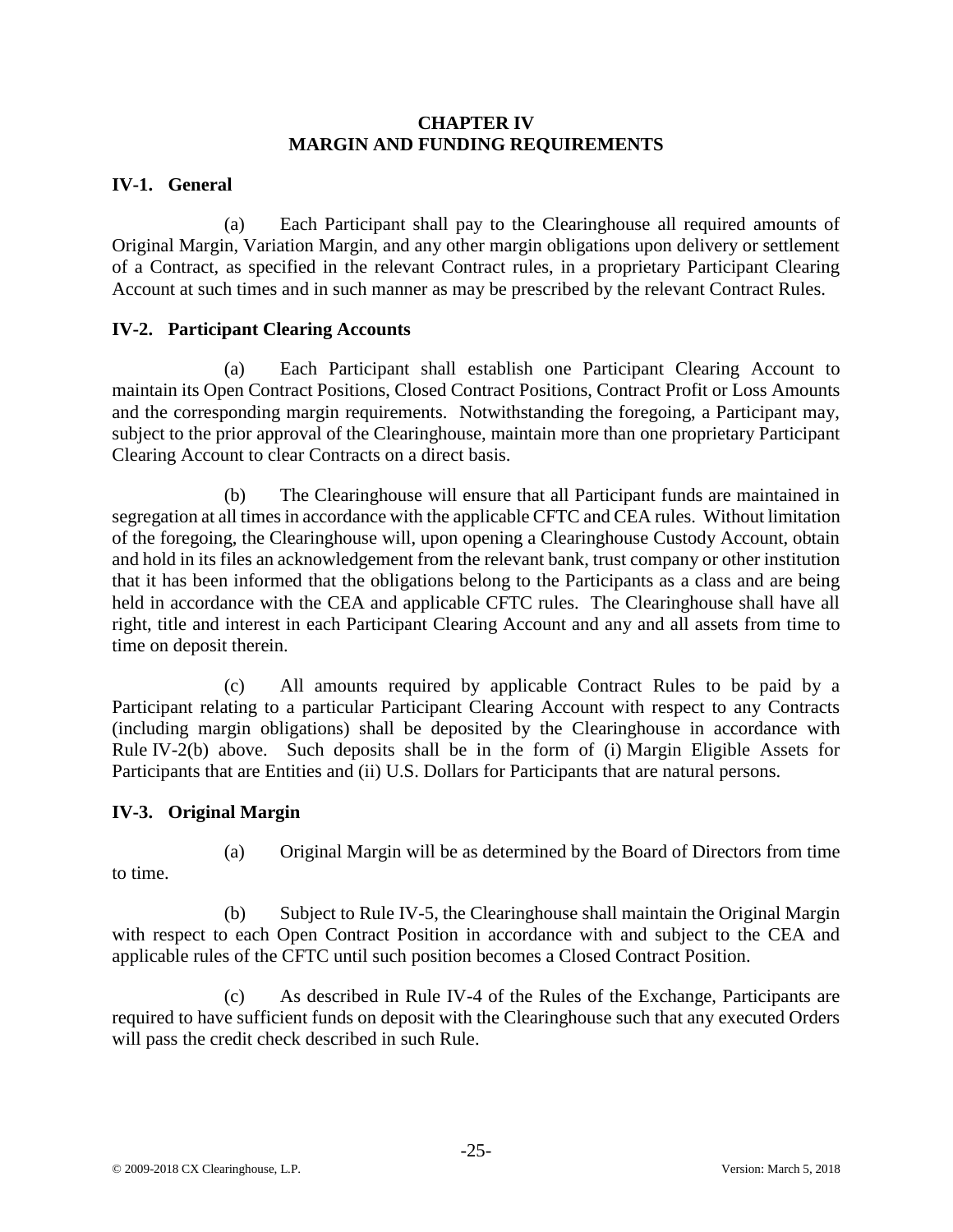# CHAPTER IV
# MARGIN AND FUNDING REQUIREMENTS

## IV-1. General

(a) Each Participant shall pay to the Clearinghouse all required amounts of Original Margin, Variation Margin, and any other margin obligations upon delivery or settlement of a Contract, as specified in the relevant Contract rules, in a proprietary Participant Clearing Account at such times and in such manner as may be prescribed by the relevant Contract Rules.

## IV-2. Participant Clearing Accounts

(a) Each Participant shall establish one Participant Clearing Account to maintain its Open Contract Positions, Closed Contract Positions, Contract Profit or Loss Amounts and the corresponding margin requirements. Notwithstanding the foregoing, a Participant may, subject to the prior approval of the Clearinghouse, maintain more than one proprietary Participant Clearing Account to clear Contracts on a direct basis.

(b) The Clearinghouse will ensure that all Participant funds are maintained in segregation at all times in accordance with the applicable CFTC and CEA rules. Without limitation of the foregoing, the Clearinghouse will, upon opening a Clearinghouse Custody Account, obtain and hold in its files an acknowledgement from the relevant bank, trust company or other institution that it has been informed that the obligations belong to the Participants as a class and are being held in accordance with the CEA and applicable CFTC rules. The Clearinghouse shall have all right, title and interest in each Participant Clearing Account and any and all assets from time to time on deposit therein.

(c) All amounts required by applicable Contract Rules to be paid by a Participant relating to a particular Participant Clearing Account with respect to any Contracts (including margin obligations) shall be deposited by the Clearinghouse in accordance with Rule IV-2(b) above. Such deposits shall be in the form of (i) Margin Eligible Assets for Participants that are Entities and (ii) U.S. Dollars for Participants that are natural persons.

## IV-3. Original Margin

(a) Original Margin will be as determined by the Board of Directors from time to time.

(b) Subject to Rule IV-5, the Clearinghouse shall maintain the Original Margin with respect to each Open Contract Position in accordance with and subject to the CEA and applicable rules of the CFTC until such position becomes a Closed Contract Position.

(c) As described in Rule IV-4 of the Rules of the Exchange, Participants are required to have sufficient funds on deposit with the Clearinghouse such that any executed Orders will pass the credit check described in such Rule.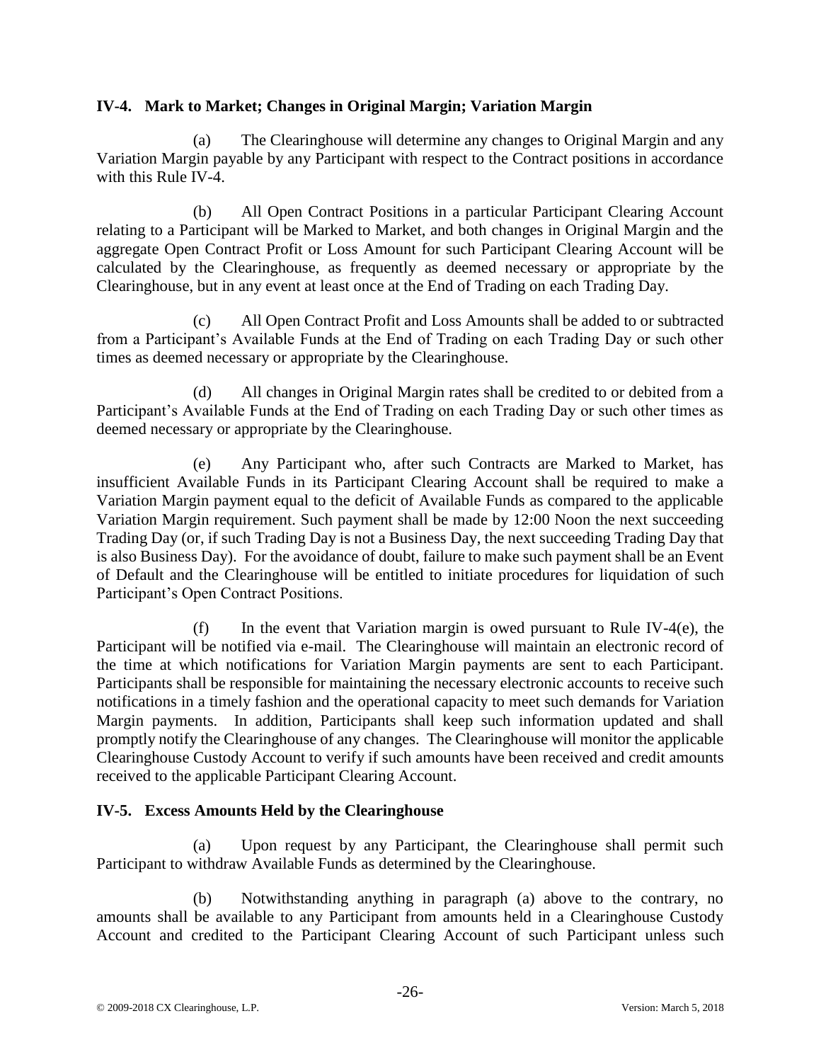### IV-4. Mark to Market; Changes in Original Margin; Variation Margin

(a) The Clearinghouse will determine any changes to Original Margin and any Variation Margin payable by any Participant with respect to the Contract positions in accordance with this Rule IV-4.

(b) All Open Contract Positions in a particular Participant Clearing Account relating to a Participant will be Marked to Market, and both changes in Original Margin and the aggregate Open Contract Profit or Loss Amount for such Participant Clearing Account will be calculated by the Clearinghouse, as frequently as deemed necessary or appropriate by the Clearinghouse, but in any event at least once at the End of Trading on each Trading Day.

(c) All Open Contract Profit and Loss Amounts shall be added to or subtracted from a Participant's Available Funds at the End of Trading on each Trading Day or such other times as deemed necessary or appropriate by the Clearinghouse.

(d) All changes in Original Margin rates shall be credited to or debited from a Participant's Available Funds at the End of Trading on each Trading Day or such other times as deemed necessary or appropriate by the Clearinghouse.

(e) Any Participant who, after such Contracts are Marked to Market, has insufficient Available Funds in its Participant Clearing Account shall be required to make a Variation Margin payment equal to the deficit of Available Funds as compared to the applicable Variation Margin requirement. Such payment shall be made by 12:00 Noon the next succeeding Trading Day (or, if such Trading Day is not a Business Day, the next succeeding Trading Day that is also Business Day). For the avoidance of doubt, failure to make such payment shall be an Event of Default and the Clearinghouse will be entitled to initiate procedures for liquidation of such Participant's Open Contract Positions.

(f) In the event that Variation margin is owed pursuant to Rule IV-4(e), the Participant will be notified via e-mail. The Clearinghouse will maintain an electronic record of the time at which notifications for Variation Margin payments are sent to each Participant. Participants shall be responsible for maintaining the necessary electronic accounts to receive such notifications in a timely fashion and the operational capacity to meet such demands for Variation Margin payments. In addition, Participants shall keep such information updated and shall promptly notify the Clearinghouse of any changes. The Clearinghouse will monitor the applicable Clearinghouse Custody Account to verify if such amounts have been received and credit amounts received to the applicable Participant Clearing Account.

### IV-5. Excess Amounts Held by the Clearinghouse

(a) Upon request by any Participant, the Clearinghouse shall permit such Participant to withdraw Available Funds as determined by the Clearinghouse.

(b) Notwithstanding anything in paragraph (a) above to the contrary, no amounts shall be available to any Participant from amounts held in a Clearinghouse Custody Account and credited to the Participant Clearing Account of such Participant unless such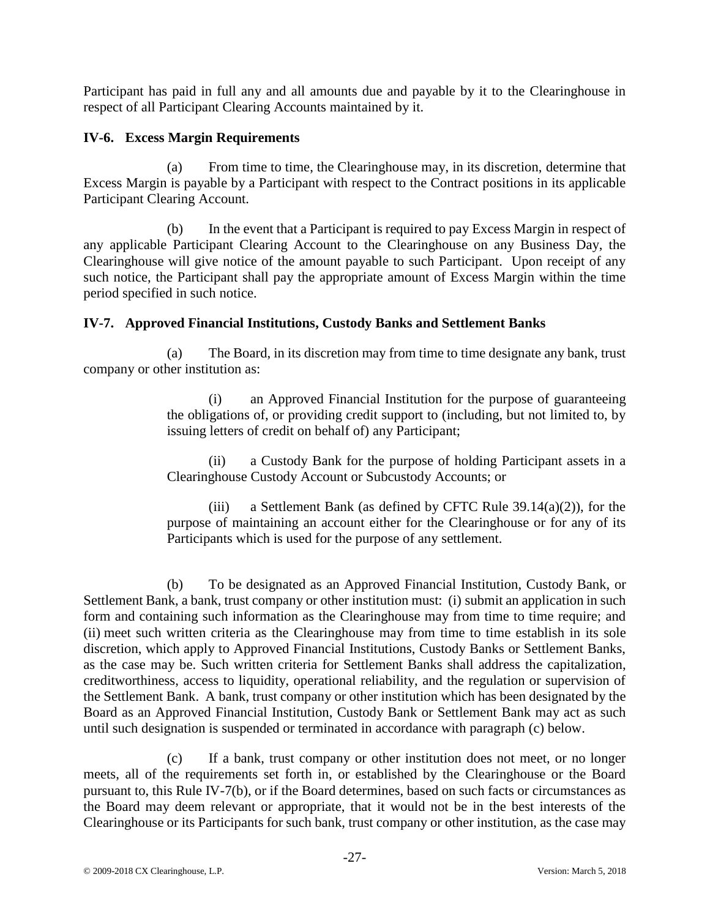Participant has paid in full any and all amounts due and payable by it to the Clearinghouse in respect of all Participant Clearing Accounts maintained by it.

### IV-6. Excess Margin Requirements

(a) From time to time, the Clearinghouse may, in its discretion, determine that Excess Margin is payable by a Participant with respect to the Contract positions in its applicable Participant Clearing Account.

(b) In the event that a Participant is required to pay Excess Margin in respect of any applicable Participant Clearing Account to the Clearinghouse on any Business Day, the Clearinghouse will give notice of the amount payable to such Participant. Upon receipt of any such notice, the Participant shall pay the appropriate amount of Excess Margin within the time period specified in such notice.

### IV-7. Approved Financial Institutions, Custody Banks and Settlement Banks

(a) The Board, in its discretion may from time to time designate any bank, trust company or other institution as:

(i) an Approved Financial Institution for the purpose of guaranteeing the obligations of, or providing credit support to (including, but not limited to, by issuing letters of credit on behalf of) any Participant;

(ii) a Custody Bank for the purpose of holding Participant assets in a Clearinghouse Custody Account or Subcustody Accounts; or

(iii) a Settlement Bank (as defined by CFTC Rule 39.14(a)(2)), for the purpose of maintaining an account either for the Clearinghouse or for any of its Participants which is used for the purpose of any settlement.

(b) To be designated as an Approved Financial Institution, Custody Bank, or Settlement Bank, a bank, trust company or other institution must: (i) submit an application in such form and containing such information as the Clearinghouse may from time to time require; and (ii) meet such written criteria as the Clearinghouse may from time to time establish in its sole discretion, which apply to Approved Financial Institutions, Custody Banks or Settlement Banks, as the case may be. Such written criteria for Settlement Banks shall address the capitalization, creditworthiness, access to liquidity, operational reliability, and the regulation or supervision of the Settlement Bank. A bank, trust company or other institution which has been designated by the Board as an Approved Financial Institution, Custody Bank or Settlement Bank may act as such until such designation is suspended or terminated in accordance with paragraph (c) below.

(c) If a bank, trust company or other institution does not meet, or no longer meets, all of the requirements set forth in, or established by the Clearinghouse or the Board pursuant to, this Rule IV-7(b), or if the Board determines, based on such facts or circumstances as the Board may deem relevant or appropriate, that it would not be in the best interests of the Clearinghouse or its Participants for such bank, trust company or other institution, as the case may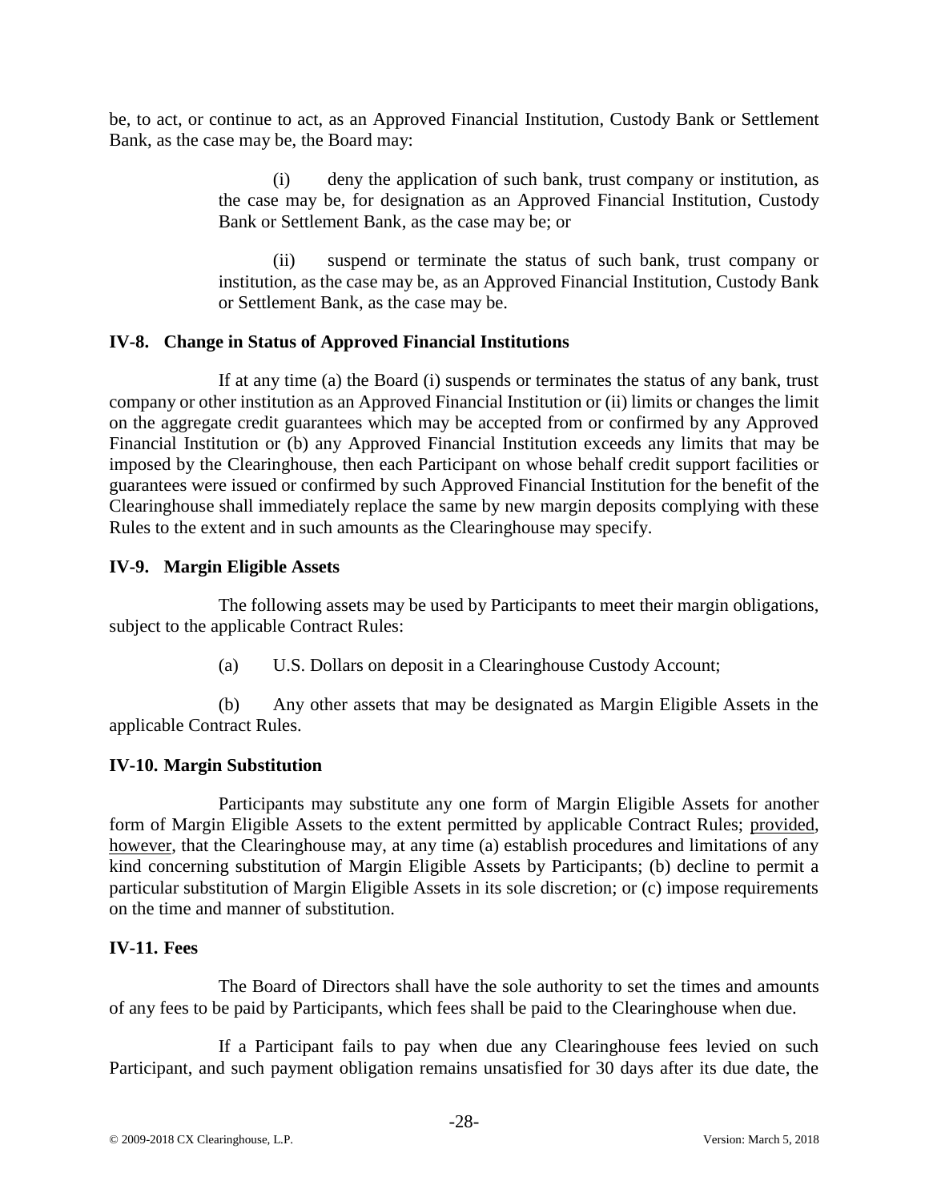be, to act, or continue to act, as an Approved Financial Institution, Custody Bank or Settlement Bank, as the case may be, the Board may:

(i) deny the application of such bank, trust company or institution, as the case may be, for designation as an Approved Financial Institution, Custody Bank or Settlement Bank, as the case may be; or

(ii) suspend or terminate the status of such bank, trust company or institution, as the case may be, as an Approved Financial Institution, Custody Bank or Settlement Bank, as the case may be.

### IV-8. Change in Status of Approved Financial Institutions

If at any time (a) the Board (i) suspends or terminates the status of any bank, trust company or other institution as an Approved Financial Institution or (ii) limits or changes the limit on the aggregate credit guarantees which may be accepted from or confirmed by any Approved Financial Institution or (b) any Approved Financial Institution exceeds any limits that may be imposed by the Clearinghouse, then each Participant on whose behalf credit support facilities or guarantees were issued or confirmed by such Approved Financial Institution for the benefit of the Clearinghouse shall immediately replace the same by new margin deposits complying with these Rules to the extent and in such amounts as the Clearinghouse may specify.

### IV-9. Margin Eligible Assets

The following assets may be used by Participants to meet their margin obligations, subject to the applicable Contract Rules:

(a) U.S. Dollars on deposit in a Clearinghouse Custody Account;

(b) Any other assets that may be designated as Margin Eligible Assets in the applicable Contract Rules.

### IV-10. Margin Substitution

Participants may substitute any one form of Margin Eligible Assets for another form of Margin Eligible Assets to the extent permitted by applicable Contract Rules; provided, however, that the Clearinghouse may, at any time (a) establish procedures and limitations of any kind concerning substitution of Margin Eligible Assets by Participants; (b) decline to permit a particular substitution of Margin Eligible Assets in its sole discretion; or (c) impose requirements on the time and manner of substitution.

### IV-11. Fees

The Board of Directors shall have the sole authority to set the times and amounts of any fees to be paid by Participants, which fees shall be paid to the Clearinghouse when due.

If a Participant fails to pay when due any Clearinghouse fees levied on such Participant, and such payment obligation remains unsatisfied for 30 days after its due date, the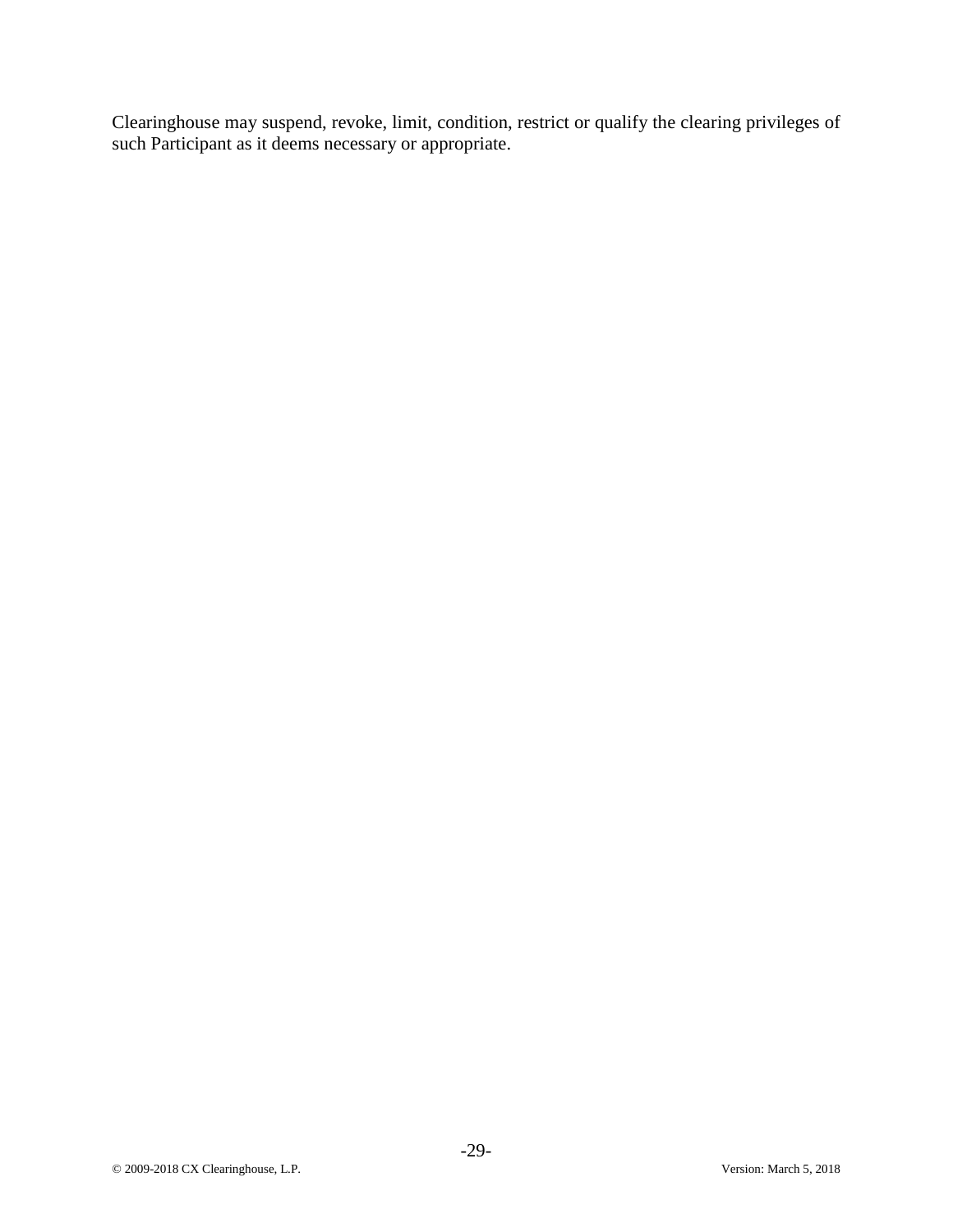Clearinghouse may suspend, revoke, limit, condition, restrict or qualify the clearing privileges of such Participant as it deems necessary or appropriate.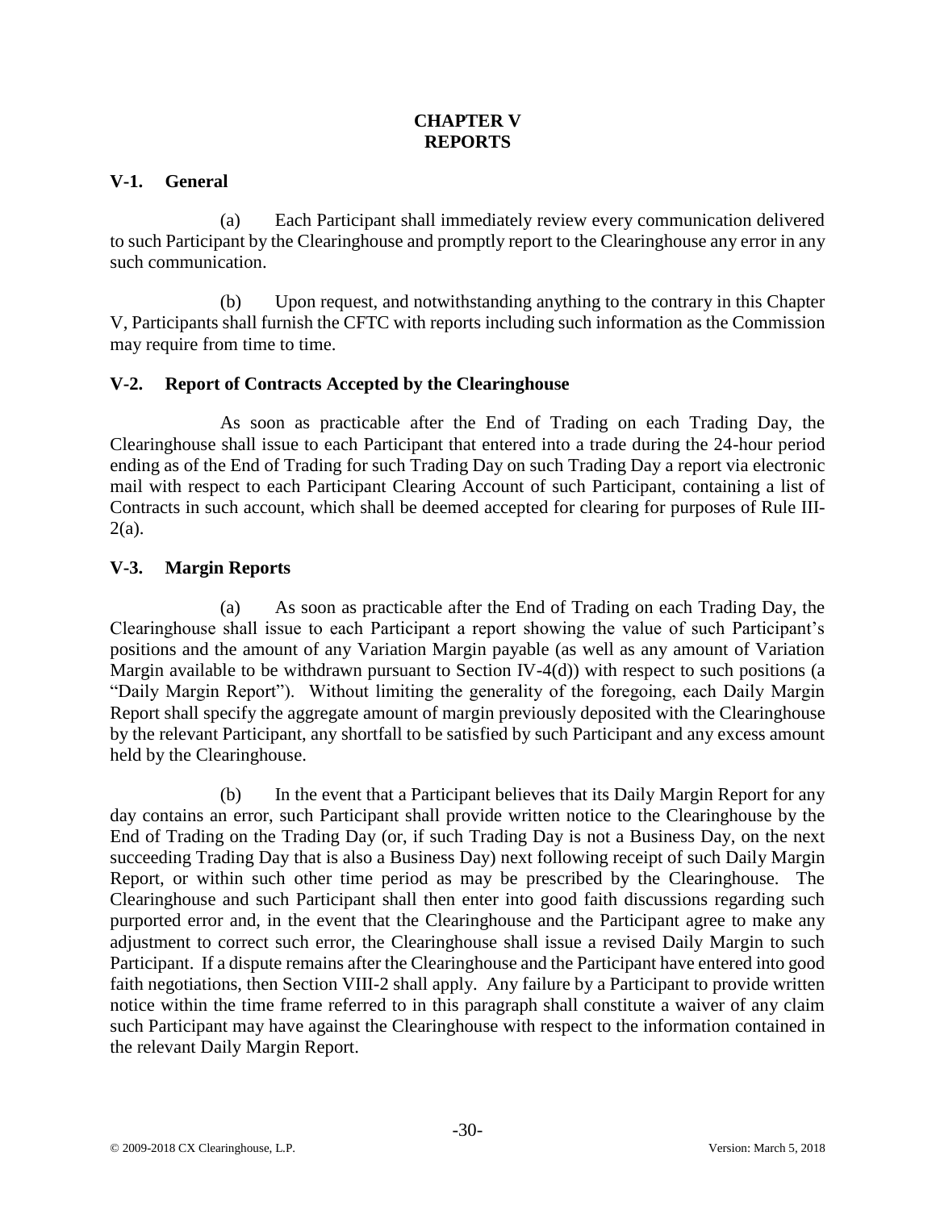# CHAPTER V
# REPORTS

## V-1. General

(a) Each Participant shall immediately review every communication delivered to such Participant by the Clearinghouse and promptly report to the Clearinghouse any error in any such communication.

(b) Upon request, and notwithstanding anything to the contrary in this Chapter V, Participants shall furnish the CFTC with reports including such information as the Commission may require from time to time.

## V-2. Report of Contracts Accepted by the Clearinghouse

As soon as practicable after the End of Trading on each Trading Day, the Clearinghouse shall issue to each Participant that entered into a trade during the 24-hour period ending as of the End of Trading for such Trading Day on such Trading Day a report via electronic mail with respect to each Participant Clearing Account of such Participant, containing a list of Contracts in such account, which shall be deemed accepted for clearing for purposes of Rule III-2(a).

## V-3. Margin Reports

(a) As soon as practicable after the End of Trading on each Trading Day, the Clearinghouse shall issue to each Participant a report showing the value of such Participant's positions and the amount of any Variation Margin payable (as well as any amount of Variation Margin available to be withdrawn pursuant to Section IV-4(d)) with respect to such positions (a "Daily Margin Report"). Without limiting the generality of the foregoing, each Daily Margin Report shall specify the aggregate amount of margin previously deposited with the Clearinghouse by the relevant Participant, any shortfall to be satisfied by such Participant and any excess amount held by the Clearinghouse.

(b) In the event that a Participant believes that its Daily Margin Report for any day contains an error, such Participant shall provide written notice to the Clearinghouse by the End of Trading on the Trading Day (or, if such Trading Day is not a Business Day, on the next succeeding Trading Day that is also a Business Day) next following receipt of such Daily Margin Report, or within such other time period as may be prescribed by the Clearinghouse. The Clearinghouse and such Participant shall then enter into good faith discussions regarding such purported error and, in the event that the Clearinghouse and the Participant agree to make any adjustment to correct such error, the Clearinghouse shall issue a revised Daily Margin to such Participant. If a dispute remains after the Clearinghouse and the Participant have entered into good faith negotiations, then Section VIII-2 shall apply. Any failure by a Participant to provide written notice within the time frame referred to in this paragraph shall constitute a waiver of any claim such Participant may have against the Clearinghouse with respect to the information contained in the relevant Daily Margin Report.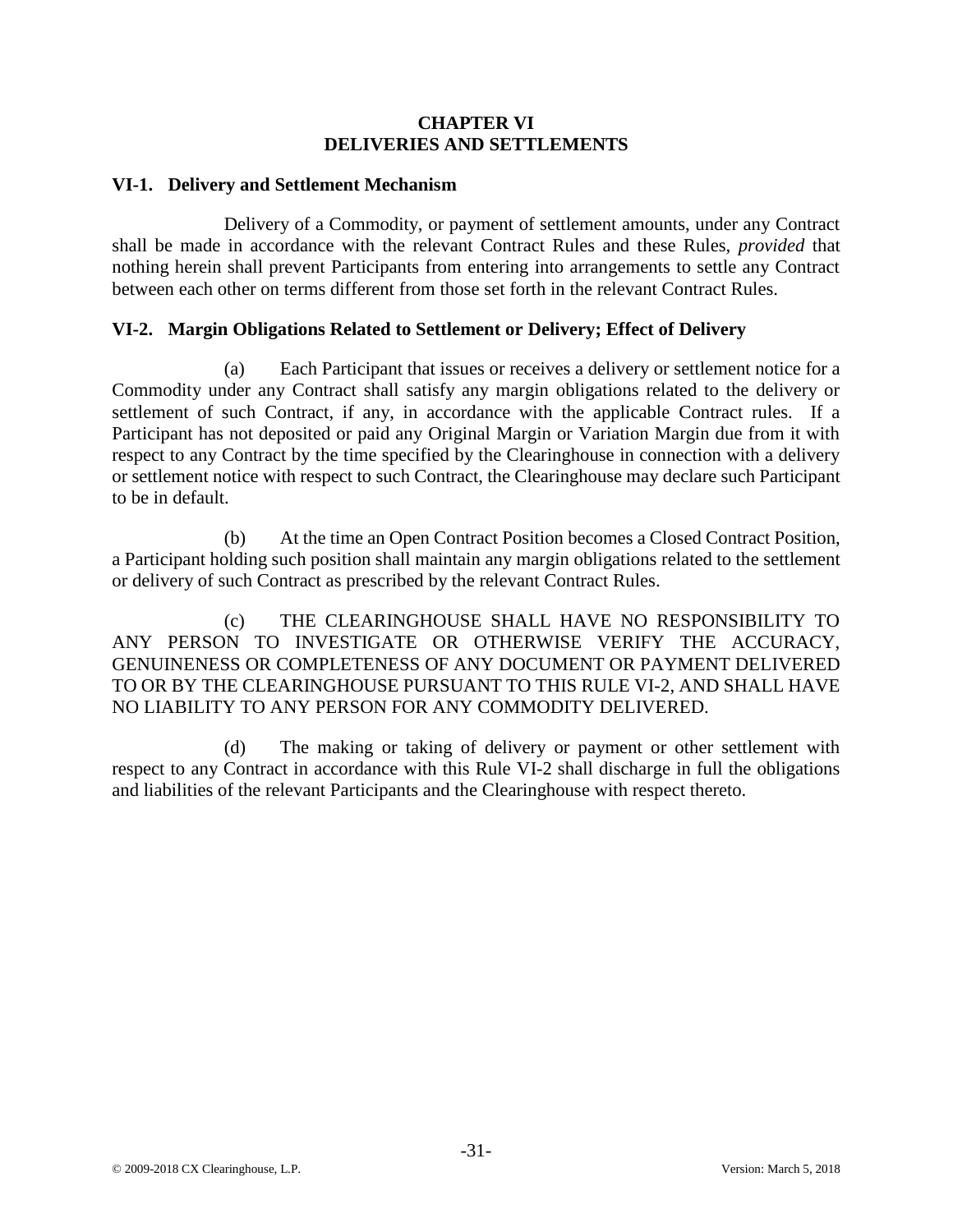# CHAPTER VI
# DELIVERIES AND SETTLEMENTS

## VI-1. Delivery and Settlement Mechanism

Delivery of a Commodity, or payment of settlement amounts, under any Contract shall be made in accordance with the relevant Contract Rules and these Rules, *provided* that nothing herein shall prevent Participants from entering into arrangements to settle any Contract between each other on terms different from those set forth in the relevant Contract Rules.

## VI-2. Margin Obligations Related to Settlement or Delivery; Effect of Delivery

(a) Each Participant that issues or receives a delivery or settlement notice for a Commodity under any Contract shall satisfy any margin obligations related to the delivery or settlement of such Contract, if any, in accordance with the applicable Contract rules. If a Participant has not deposited or paid any Original Margin or Variation Margin due from it with respect to any Contract by the time specified by the Clearinghouse in connection with a delivery or settlement notice with respect to such Contract, the Clearinghouse may declare such Participant to be in default.

(b) At the time an Open Contract Position becomes a Closed Contract Position, a Participant holding such position shall maintain any margin obligations related to the settlement or delivery of such Contract as prescribed by the relevant Contract Rules.

(c) THE CLEARINGHOUSE SHALL HAVE NO RESPONSIBILITY TO ANY PERSON TO INVESTIGATE OR OTHERWISE VERIFY THE ACCURACY, GENUINENESS OR COMPLETENESS OF ANY DOCUMENT OR PAYMENT DELIVERED TO OR BY THE CLEARINGHOUSE PURSUANT TO THIS RULE VI-2, AND SHALL HAVE NO LIABILITY TO ANY PERSON FOR ANY COMMODITY DELIVERED.

(d) The making or taking of delivery or payment or other settlement with respect to any Contract in accordance with this Rule VI-2 shall discharge in full the obligations and liabilities of the relevant Participants and the Clearinghouse with respect thereto.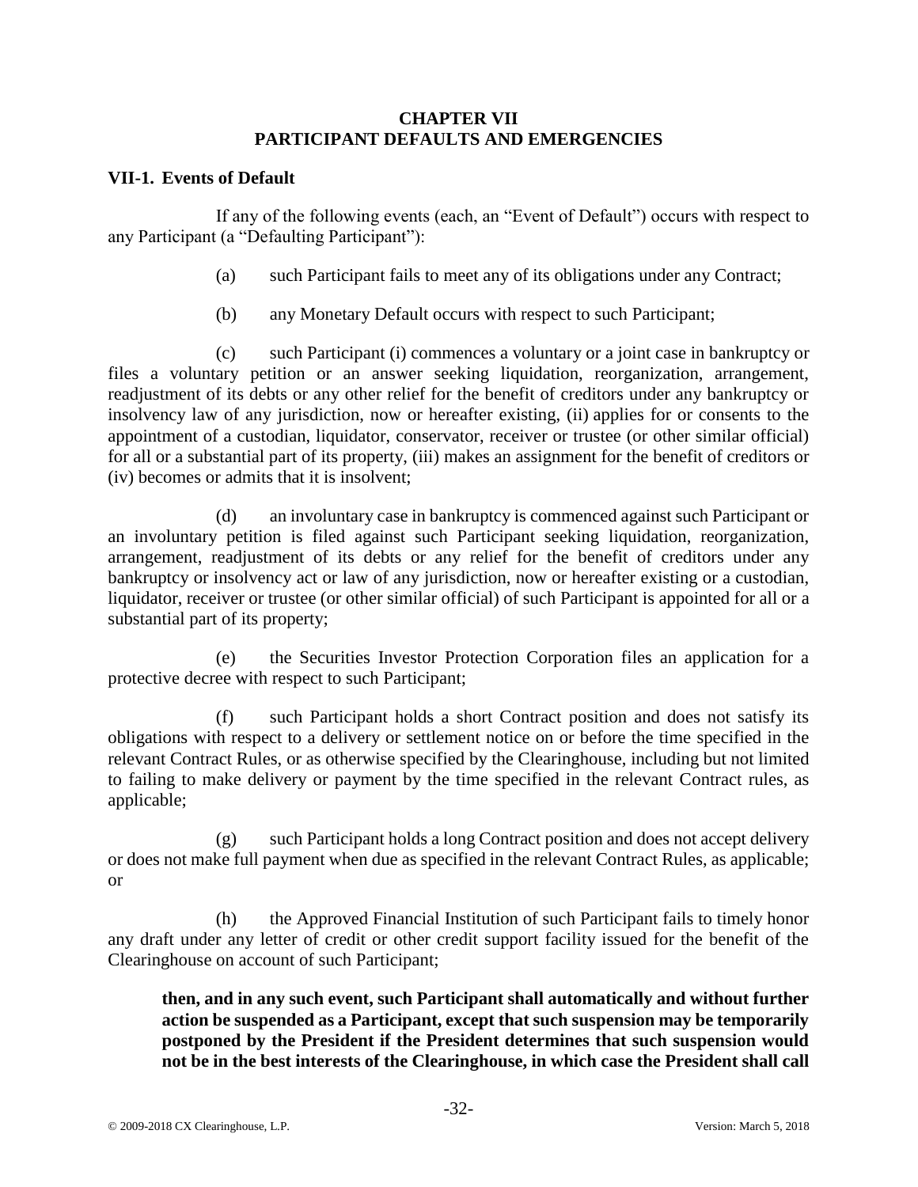# CHAPTER VII
# PARTICIPANT DEFAULTS AND EMERGENCIES

## VII-1. Events of Default

If any of the following events (each, an "Event of Default") occurs with respect to any Participant (a "Defaulting Participant"):

(a) such Participant fails to meet any of its obligations under any Contract;

(b) any Monetary Default occurs with respect to such Participant;

(c) such Participant (i) commences a voluntary or a joint case in bankruptcy or files a voluntary petition or an answer seeking liquidation, reorganization, arrangement, readjustment of its debts or any other relief for the benefit of creditors under any bankruptcy or insolvency law of any jurisdiction, now or hereafter existing, (ii) applies for or consents to the appointment of a custodian, liquidator, conservator, receiver or trustee (or other similar official) for all or a substantial part of its property, (iii) makes an assignment for the benefit of creditors or (iv) becomes or admits that it is insolvent;

(d) an involuntary case in bankruptcy is commenced against such Participant or an involuntary petition is filed against such Participant seeking liquidation, reorganization, arrangement, readjustment of its debts or any relief for the benefit of creditors under any bankruptcy or insolvency act or law of any jurisdiction, now or hereafter existing or a custodian, liquidator, receiver or trustee (or other similar official) of such Participant is appointed for all or a substantial part of its property;

(e) the Securities Investor Protection Corporation files an application for a protective decree with respect to such Participant;

(f) such Participant holds a short Contract position and does not satisfy its obligations with respect to a delivery or settlement notice on or before the time specified in the relevant Contract Rules, or as otherwise specified by the Clearinghouse, including but not limited to failing to make delivery or payment by the time specified in the relevant Contract rules, as applicable;

(g) such Participant holds a long Contract position and does not accept delivery or does not make full payment when due as specified in the relevant Contract Rules, as applicable; or

(h) the Approved Financial Institution of such Participant fails to timely honor any draft under any letter of credit or other credit support facility issued for the benefit of the Clearinghouse on account of such Participant;

**then, and in any such event, such Participant shall automatically and without further action be suspended as a Participant, except that such suspension may be temporarily postponed by the President if the President determines that such suspension would not be in the best interests of the Clearinghouse, in which case the President shall call**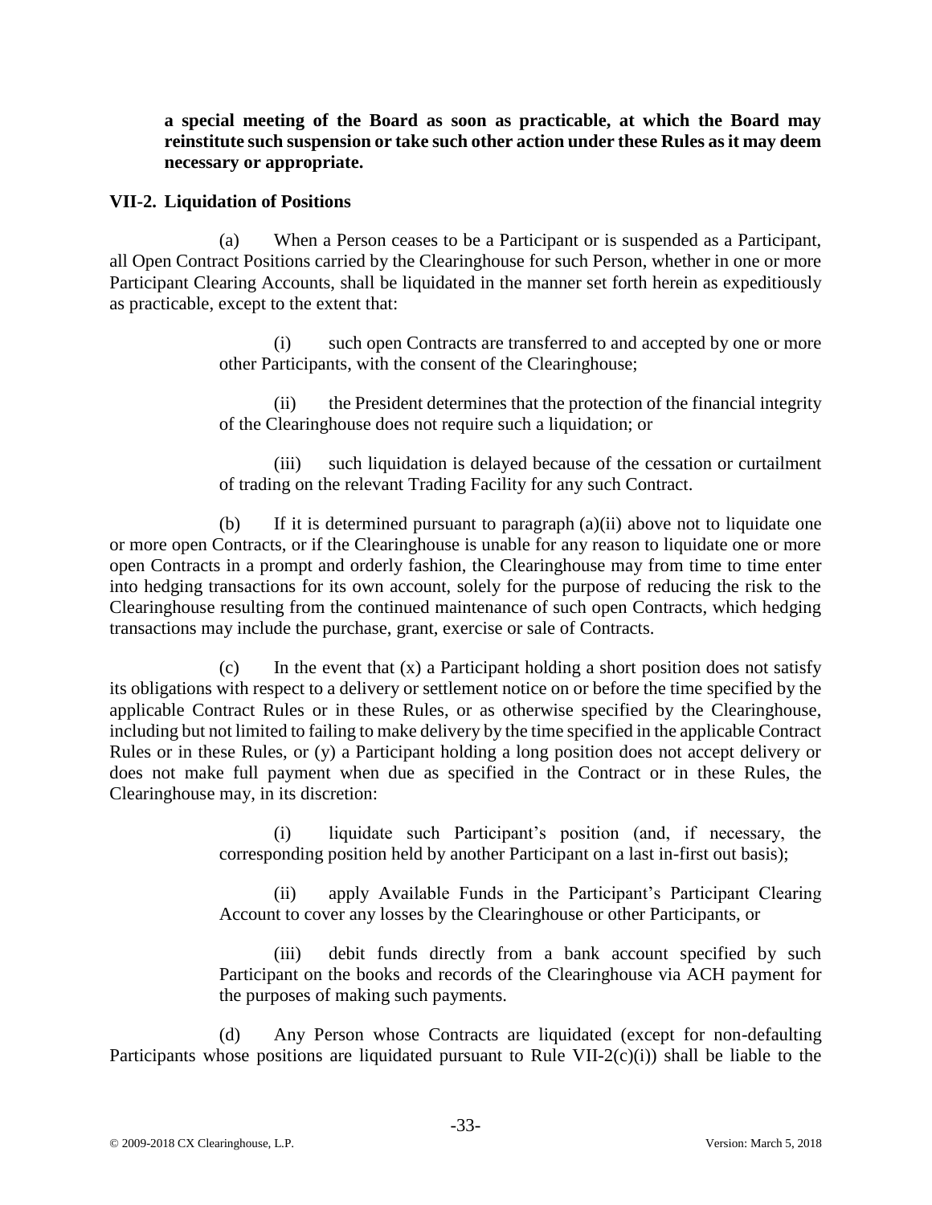**a special meeting of the Board as soon as practicable, at which the Board may reinstitute such suspension or take such other action under these Rules as it may deem necessary or appropriate.**

### VII-2. Liquidation of Positions

(a) When a Person ceases to be a Participant or is suspended as a Participant, all Open Contract Positions carried by the Clearinghouse for such Person, whether in one or more Participant Clearing Accounts, shall be liquidated in the manner set forth herein as expeditiously as practicable, except to the extent that:

(i) such open Contracts are transferred to and accepted by one or more other Participants, with the consent of the Clearinghouse;

(ii) the President determines that the protection of the financial integrity of the Clearinghouse does not require such a liquidation; or

(iii) such liquidation is delayed because of the cessation or curtailment of trading on the relevant Trading Facility for any such Contract.

(b) If it is determined pursuant to paragraph (a)(ii) above not to liquidate one or more open Contracts, or if the Clearinghouse is unable for any reason to liquidate one or more open Contracts in a prompt and orderly fashion, the Clearinghouse may from time to time enter into hedging transactions for its own account, solely for the purpose of reducing the risk to the Clearinghouse resulting from the continued maintenance of such open Contracts, which hedging transactions may include the purchase, grant, exercise or sale of Contracts.

(c) In the event that (x) a Participant holding a short position does not satisfy its obligations with respect to a delivery or settlement notice on or before the time specified by the applicable Contract Rules or in these Rules, or as otherwise specified by the Clearinghouse, including but not limited to failing to make delivery by the time specified in the applicable Contract Rules or in these Rules, or (y) a Participant holding a long position does not accept delivery or does not make full payment when due as specified in the Contract or in these Rules, the Clearinghouse may, in its discretion:

(i) liquidate such Participant's position (and, if necessary, the corresponding position held by another Participant on a last in-first out basis);

(ii) apply Available Funds in the Participant's Participant Clearing Account to cover any losses by the Clearinghouse or other Participants, or

(iii) debit funds directly from a bank account specified by such Participant on the books and records of the Clearinghouse via ACH payment for the purposes of making such payments.

(d) Any Person whose Contracts are liquidated (except for non-defaulting Participants whose positions are liquidated pursuant to Rule VII-2(c)(i)) shall be liable to the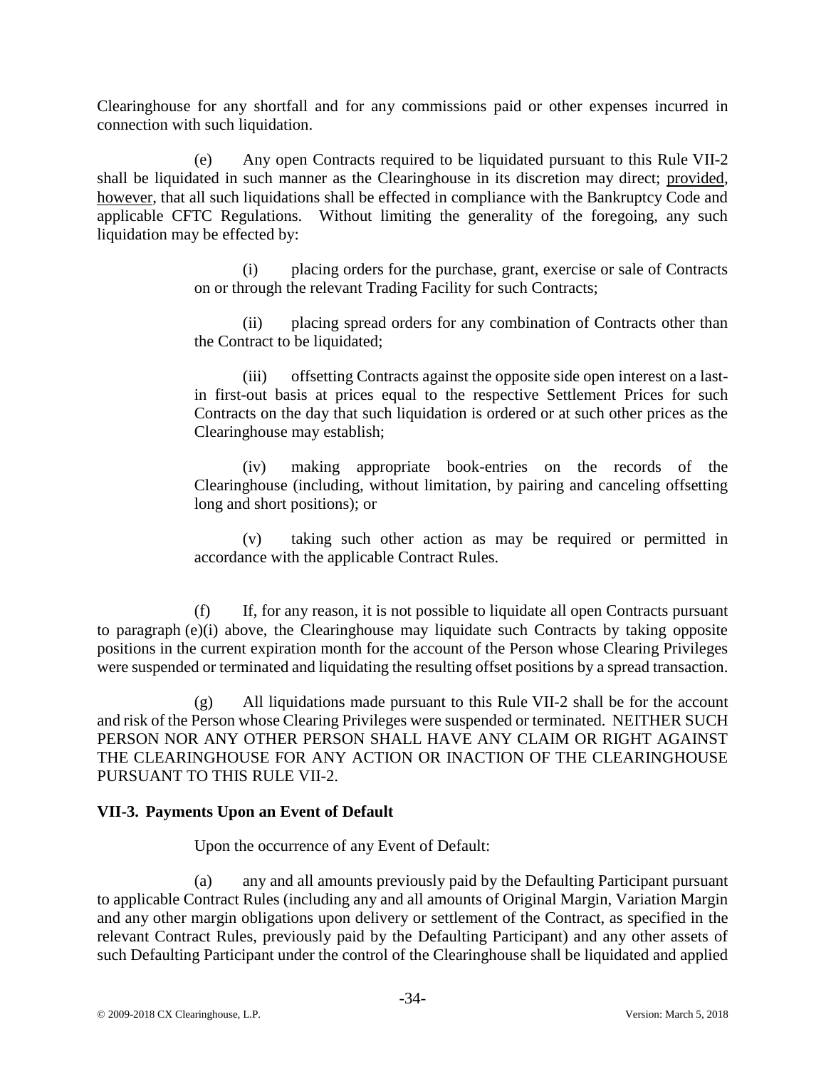Clearinghouse for any shortfall and for any commissions paid or other expenses incurred in connection with such liquidation.

(e) Any open Contracts required to be liquidated pursuant to this Rule VII-2 shall be liquidated in such manner as the Clearinghouse in its discretion may direct; provided, however, that all such liquidations shall be effected in compliance with the Bankruptcy Code and applicable CFTC Regulations. Without limiting the generality of the foregoing, any such liquidation may be effected by:

(i) placing orders for the purchase, grant, exercise or sale of Contracts on or through the relevant Trading Facility for such Contracts;

(ii) placing spread orders for any combination of Contracts other than the Contract to be liquidated;

(iii) offsetting Contracts against the opposite side open interest on a last-in first-out basis at prices equal to the respective Settlement Prices for such Contracts on the day that such liquidation is ordered or at such other prices as the Clearinghouse may establish;

(iv) making appropriate book-entries on the records of the Clearinghouse (including, without limitation, by pairing and canceling offsetting long and short positions); or

(v) taking such other action as may be required or permitted in accordance with the applicable Contract Rules.

(f) If, for any reason, it is not possible to liquidate all open Contracts pursuant to paragraph (e)(i) above, the Clearinghouse may liquidate such Contracts by taking opposite positions in the current expiration month for the account of the Person whose Clearing Privileges were suspended or terminated and liquidating the resulting offset positions by a spread transaction.

(g) All liquidations made pursuant to this Rule VII-2 shall be for the account and risk of the Person whose Clearing Privileges were suspended or terminated. NEITHER SUCH PERSON NOR ANY OTHER PERSON SHALL HAVE ANY CLAIM OR RIGHT AGAINST THE CLEARINGHOUSE FOR ANY ACTION OR INACTION OF THE CLEARINGHOUSE PURSUANT TO THIS RULE VII-2.

### VII-3. Payments Upon an Event of Default

Upon the occurrence of any Event of Default:

(a) any and all amounts previously paid by the Defaulting Participant pursuant to applicable Contract Rules (including any and all amounts of Original Margin, Variation Margin and any other margin obligations upon delivery or settlement of the Contract, as specified in the relevant Contract Rules, previously paid by the Defaulting Participant) and any other assets of such Defaulting Participant under the control of the Clearinghouse shall be liquidated and applied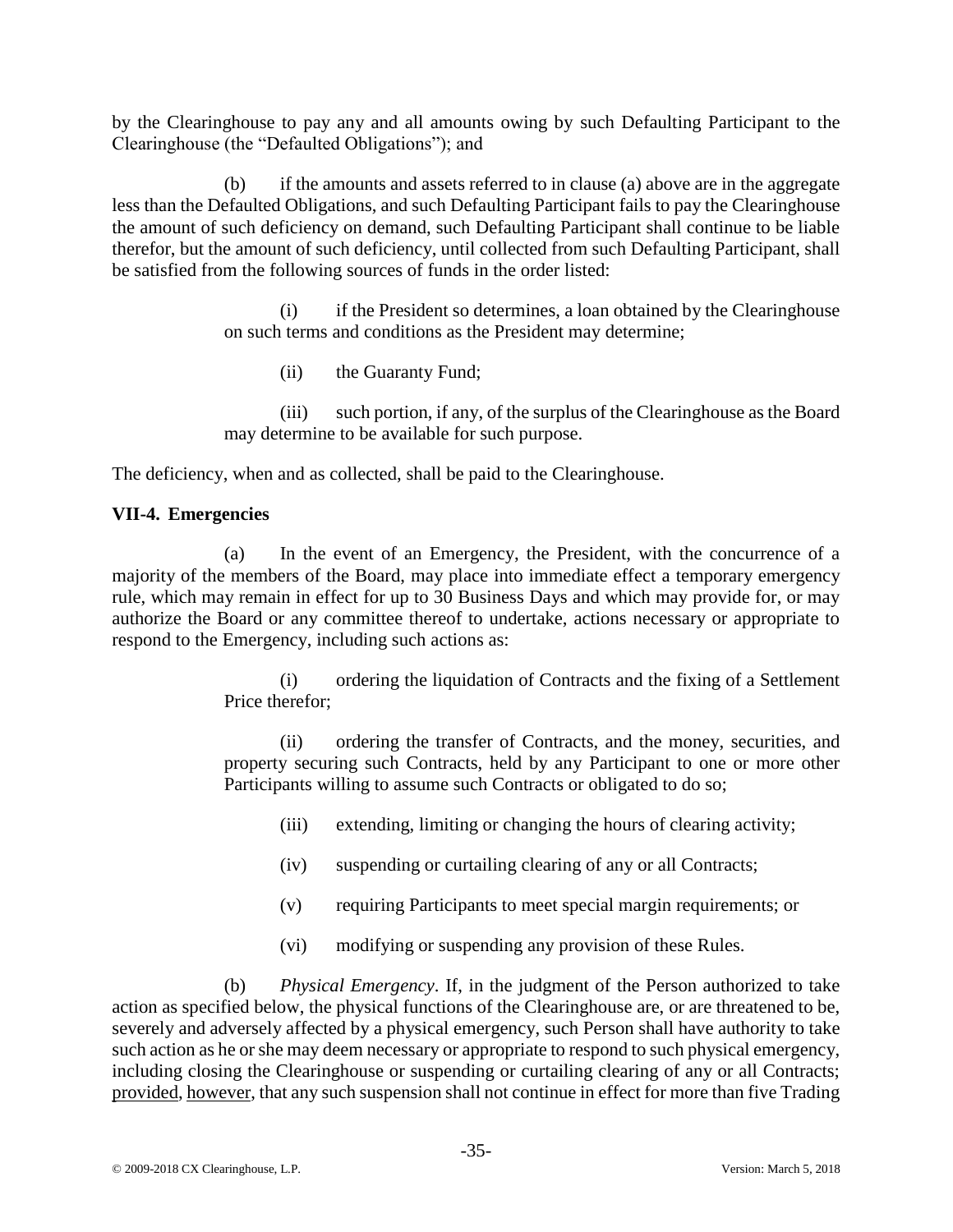by the Clearinghouse to pay any and all amounts owing by such Defaulting Participant to the Clearinghouse (the "Defaulted Obligations"); and

(b) if the amounts and assets referred to in clause (a) above are in the aggregate less than the Defaulted Obligations, and such Defaulting Participant fails to pay the Clearinghouse the amount of such deficiency on demand, such Defaulting Participant shall continue to be liable therefor, but the amount of such deficiency, until collected from such Defaulting Participant, shall be satisfied from the following sources of funds in the order listed:

(i) if the President so determines, a loan obtained by the Clearinghouse on such terms and conditions as the President may determine;

(ii) the Guaranty Fund;

(iii) such portion, if any, of the surplus of the Clearinghouse as the Board may determine to be available for such purpose.

The deficiency, when and as collected, shall be paid to the Clearinghouse.

**VII-4. Emergencies**

(a) In the event of an Emergency, the President, with the concurrence of a majority of the members of the Board, may place into immediate effect a temporary emergency rule, which may remain in effect for up to 30 Business Days and which may provide for, or may authorize the Board or any committee thereof to undertake, actions necessary or appropriate to respond to the Emergency, including such actions as:

(i) ordering the liquidation of Contracts and the fixing of a Settlement Price therefor;

(ii) ordering the transfer of Contracts, and the money, securities, and property securing such Contracts, held by any Participant to one or more other Participants willing to assume such Contracts or obligated to do so;

(iii) extending, limiting or changing the hours of clearing activity;

(iv) suspending or curtailing clearing of any or all Contracts;

(v) requiring Participants to meet special margin requirements; or

(vi) modifying or suspending any provision of these Rules.

(b) *Physical Emergency*. If, in the judgment of the Person authorized to take action as specified below, the physical functions of the Clearinghouse are, or are threatened to be, severely and adversely affected by a physical emergency, such Person shall have authority to take such action as he or she may deem necessary or appropriate to respond to such physical emergency, including closing the Clearinghouse or suspending or curtailing clearing of any or all Contracts; provided, however, that any such suspension shall not continue in effect for more than five Trading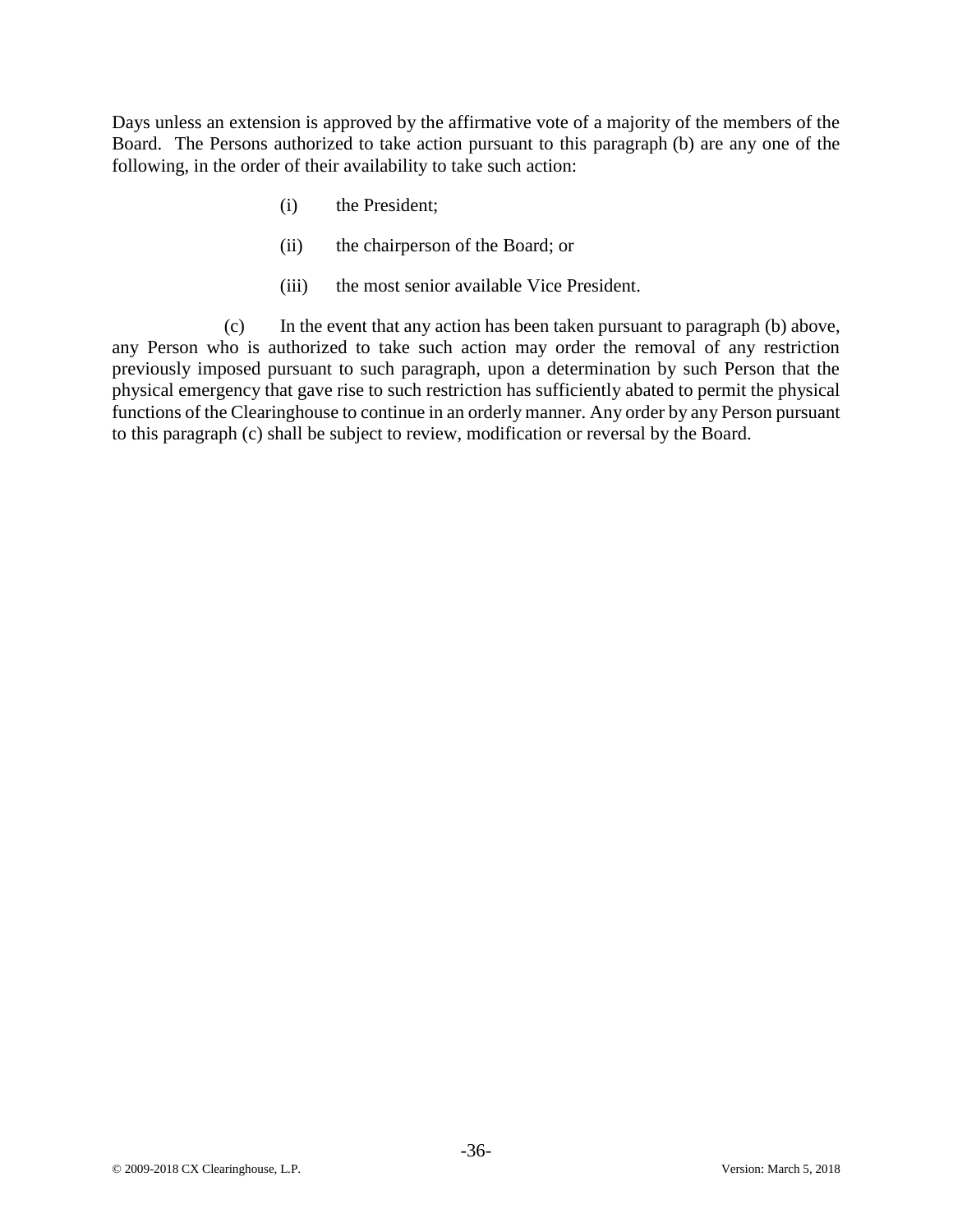Days unless an extension is approved by the affirmative vote of a majority of the members of the Board. The Persons authorized to take action pursuant to this paragraph (b) are any one of the following, in the order of their availability to take such action:

(i) the President;

(ii) the chairperson of the Board; or

(iii) the most senior available Vice President.

(c) In the event that any action has been taken pursuant to paragraph (b) above, any Person who is authorized to take such action may order the removal of any restriction previously imposed pursuant to such paragraph, upon a determination by such Person that the physical emergency that gave rise to such restriction has sufficiently abated to permit the physical functions of the Clearinghouse to continue in an orderly manner. Any order by any Person pursuant to this paragraph (c) shall be subject to review, modification or reversal by the Board.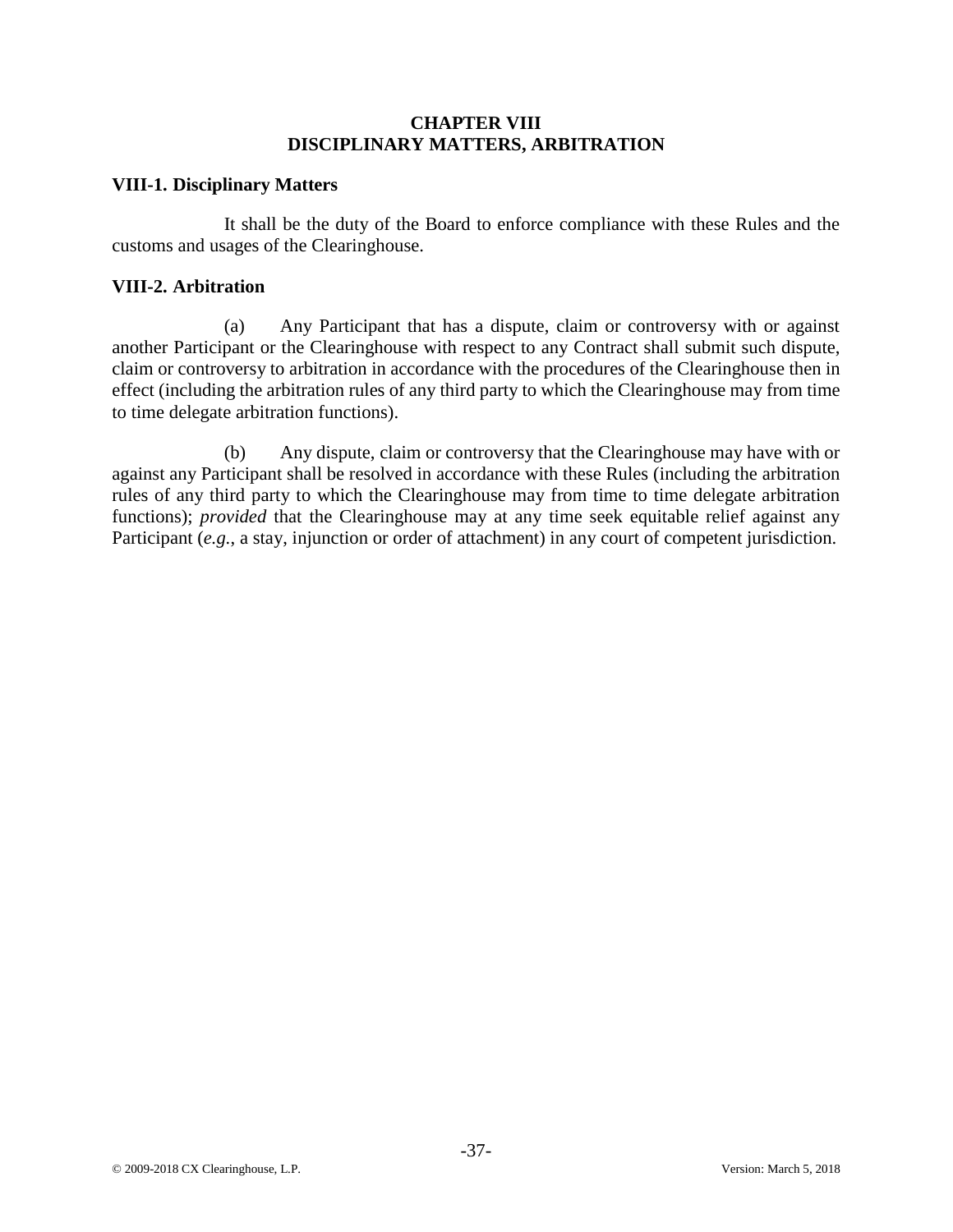# CHAPTER VIII
# DISCIPLINARY MATTERS, ARBITRATION

## VIII-1. Disciplinary Matters

It shall be the duty of the Board to enforce compliance with these Rules and the customs and usages of the Clearinghouse.

## VIII-2. Arbitration

(a) Any Participant that has a dispute, claim or controversy with or against another Participant or the Clearinghouse with respect to any Contract shall submit such dispute, claim or controversy to arbitration in accordance with the procedures of the Clearinghouse then in effect (including the arbitration rules of any third party to which the Clearinghouse may from time to time delegate arbitration functions).

(b) Any dispute, claim or controversy that the Clearinghouse may have with or against any Participant shall be resolved in accordance with these Rules (including the arbitration rules of any third party to which the Clearinghouse may from time to time delegate arbitration functions); *provided* that the Clearinghouse may at any time seek equitable relief against any Participant (*e.g.*, a stay, injunction or order of attachment) in any court of competent jurisdiction.